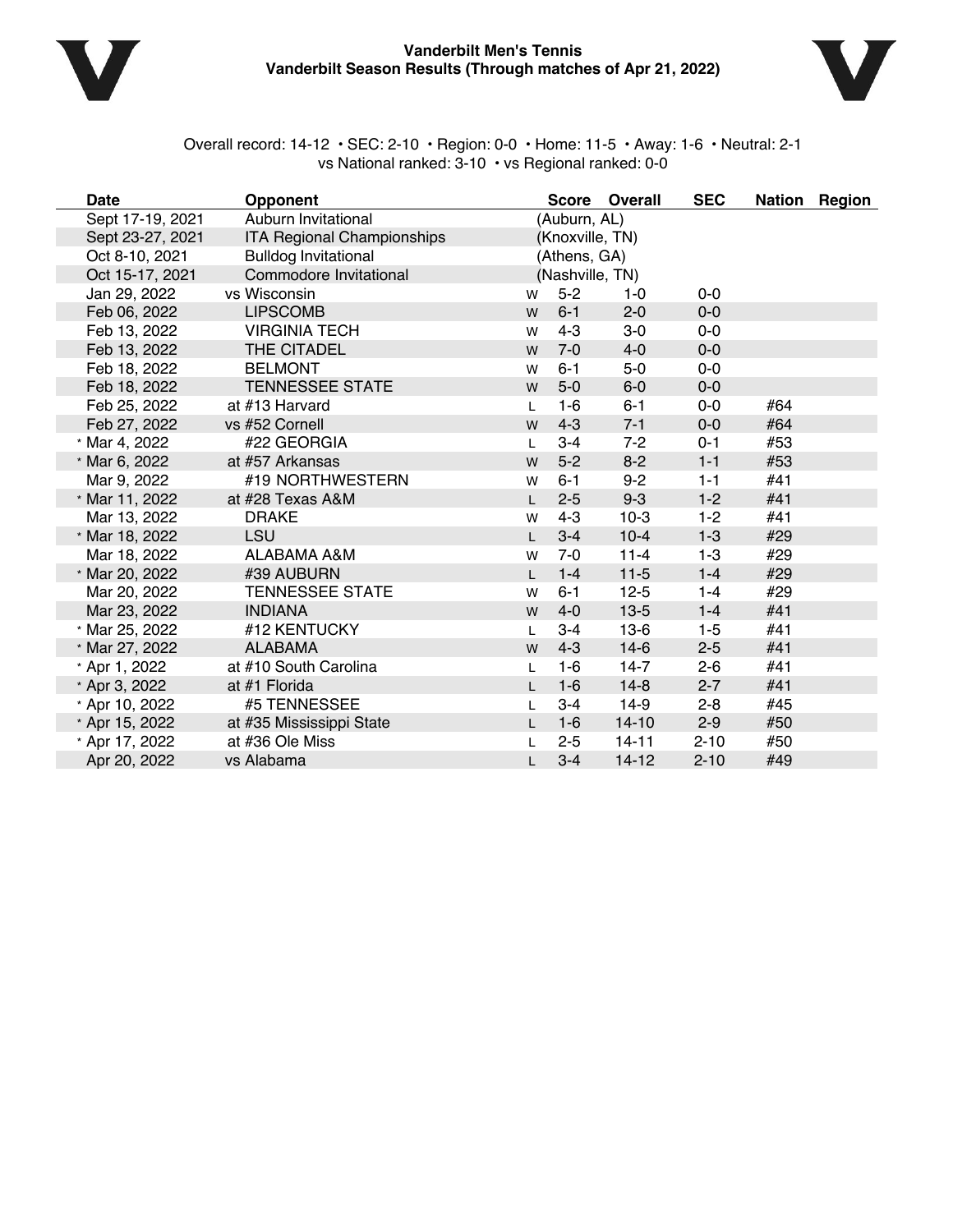# Vanderbilt Men's Tennis

## Vanderbilt Season Results (Through matches of Apr 21, 2022)

Overall record: 14-12 • SEC: 2-10 • Region: 0-0 • Home: 11-5 • Away: 1-6 • Neutral: 2-1
vs National ranked: 3-10 • vs Regional ranked: 0-0

| Date | Opponent | | Score | Overall | SEC | Nation | Region |
|---|---|---|---|---|---|---|---|
| Sept 17-19, 2021 | Auburn Invitational | | (Auburn, AL) | | | | |
| Sept 23-27, 2021 | ITA Regional Championships | | (Knoxville, TN) | | | | |
| Oct 8-10, 2021 | Bulldog Invitational | | (Athens, GA) | | | | |
| Oct 15-17, 2021 | Commodore Invitational | | (Nashville, TN) | | | | |
| Jan 29, 2022 | vs Wisconsin | W | 5-2 | 1-0 | 0-0 | | |
| Feb 06, 2022 | LIPSCOMB | W | 6-1 | 2-0 | 0-0 | | |
| Feb 13, 2022 | VIRGINIA TECH | W | 4-3 | 3-0 | 0-0 | | |
| Feb 13, 2022 | THE CITADEL | W | 7-0 | 4-0 | 0-0 | | |
| Feb 18, 2022 | BELMONT | W | 6-1 | 5-0 | 0-0 | | |
| Feb 18, 2022 | TENNESSEE STATE | W | 5-0 | 6-0 | 0-0 | | |
| Feb 25, 2022 | at #13 Harvard | L | 1-6 | 6-1 | 0-0 | #64 | |
| Feb 27, 2022 | vs #52 Cornell | W | 4-3 | 7-1 | 0-0 | #64 | |
| * Mar 4, 2022 | #22 GEORGIA | L | 3-4 | 7-2 | 0-1 | #53 | |
| * Mar 6, 2022 | at #57 Arkansas | W | 5-2 | 8-2 | 1-1 | #53 | |
| Mar 9, 2022 | #19 NORTHWESTERN | W | 6-1 | 9-2 | 1-1 | #41 | |
| * Mar 11, 2022 | at #28 Texas A&M | L | 2-5 | 9-3 | 1-2 | #41 | |
| Mar 13, 2022 | DRAKE | W | 4-3 | 10-3 | 1-2 | #41 | |
| * Mar 18, 2022 | LSU | L | 3-4 | 10-4 | 1-3 | #29 | |
| Mar 18, 2022 | ALABAMA A&M | W | 7-0 | 11-4 | 1-3 | #29 | |
| * Mar 20, 2022 | #39 AUBURN | L | 1-4 | 11-5 | 1-4 | #29 | |
| Mar 20, 2022 | TENNESSEE STATE | W | 6-1 | 12-5 | 1-4 | #29 | |
| Mar 23, 2022 | INDIANA | W | 4-0 | 13-5 | 1-4 | #41 | |
| * Mar 25, 2022 | #12 KENTUCKY | L | 3-4 | 13-6 | 1-5 | #41 | |
| * Mar 27, 2022 | ALABAMA | W | 4-3 | 14-6 | 2-5 | #41 | |
| * Apr 1, 2022 | at #10 South Carolina | L | 1-6 | 14-7 | 2-6 | #41 | |
| * Apr 3, 2022 | at #1 Florida | L | 1-6 | 14-8 | 2-7 | #41 | |
| * Apr 10, 2022 | #5 TENNESSEE | L | 3-4 | 14-9 | 2-8 | #45 | |
| * Apr 15, 2022 | at #35 Mississippi State | L | 1-6 | 14-10 | 2-9 | #50 | |
| * Apr 17, 2022 | at #36 Ole Miss | L | 2-5 | 14-11 | 2-10 | #50 | |
| Apr 20, 2022 | vs Alabama | L | 3-4 | 14-12 | 2-10 | #49 | |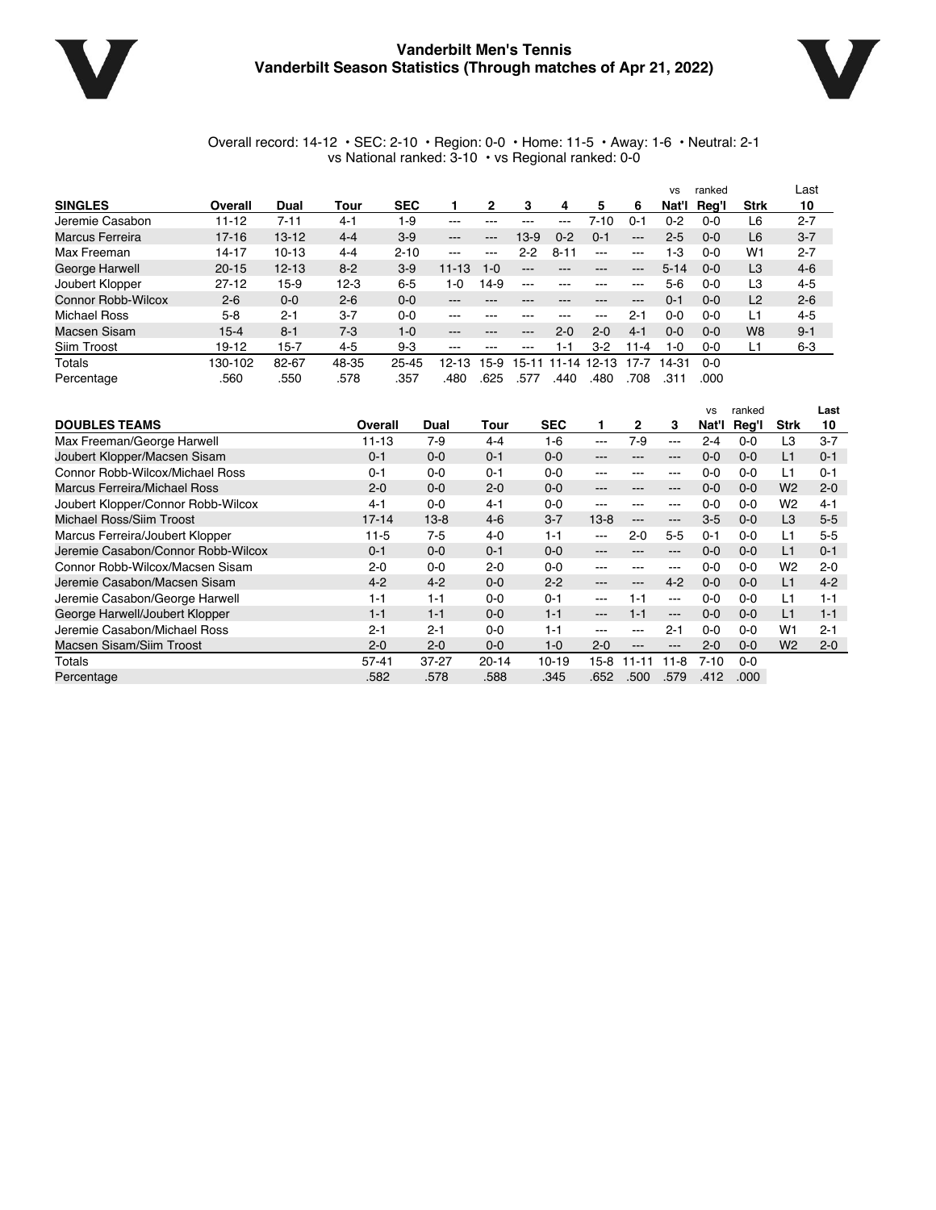# Vanderbilt Men's Tennis
## Vanderbilt Season Statistics (Through matches of Apr 21, 2022)

Overall record: 14-12 • SEC: 2-10 • Region: 0-0 • Home: 11-5 • Away: 1-6 • Neutral: 2-1
vs National ranked: 3-10 • vs Regional ranked: 0-0

| SINGLES | Overall | Dual | Tour | SEC | 1 | 2 | 3 | 4 | 5 | 6 | vs Nat'l | ranked Reg'l | Strk | Last 10 |
|---|---|---|---|---|---|---|---|---|---|---|---|---|---|---|
| Jeremie Casabon | 11-12 | 7-11 | 4-1 | 1-9 | --- | --- | --- | --- | 7-10 | 0-1 | 0-2 | 0-0 | L6 | 2-7 |
| Marcus Ferreira | 17-16 | 13-12 | 4-4 | 3-9 | --- | --- | 13-9 | 0-2 | 0-1 | --- | 2-5 | 0-0 | L6 | 3-7 |
| Max Freeman | 14-17 | 10-13 | 4-4 | 2-10 | --- | --- | 2-2 | 8-11 | --- | --- | 1-3 | 0-0 | W1 | 2-7 |
| George Harwell | 20-15 | 12-13 | 8-2 | 3-9 | 11-13 | 1-0 | --- | --- | --- | --- | 5-14 | 0-0 | L3 | 4-6 |
| Joubert Klopper | 27-12 | 15-9 | 12-3 | 6-5 | 1-0 | 14-9 | --- | --- | --- | --- | 5-6 | 0-0 | L3 | 4-5 |
| Connor Robb-Wilcox | 2-6 | 0-0 | 2-6 | 0-0 | --- | --- | --- | --- | --- | --- | 0-1 | 0-0 | L2 | 2-6 |
| Michael Ross | 5-8 | 2-1 | 3-7 | 0-0 | --- | --- | --- | --- | --- | 2-1 | 0-0 | 0-0 | L1 | 4-5 |
| Macsen Sisam | 15-4 | 8-1 | 7-3 | 1-0 | --- | --- | --- | 2-0 | 2-0 | 4-1 | 0-0 | 0-0 | W8 | 9-1 |
| Siim Troost | 19-12 | 15-7 | 4-5 | 9-3 | --- | --- | --- | 1-1 | 3-2 | 11-4 | 1-0 | 0-0 | L1 | 6-3 |
| Totals | 130-102 | 82-67 | 48-35 | 25-45 | 12-13 | 15-9 | 15-11 | 11-14 | 12-13 | 17-7 | 14-31 | 0-0 | | |
| Percentage | .560 | .550 | .578 | .357 | .480 | .625 | .577 | .440 | .480 | .708 | .311 | .000 | | |

| DOUBLES TEAMS | Overall | Dual | Tour | SEC | 1 | 2 | 3 | vs Nat'l | ranked Reg'l | Strk | Last 10 |
|---|---|---|---|---|---|---|---|---|---|---|---|
| Max Freeman/George Harwell | 11-13 | 7-9 | 4-4 | 1-6 | --- | 7-9 | --- | 2-4 | 0-0 | L3 | 3-7 |
| Joubert Klopper/Macsen Sisam | 0-1 | 0-0 | 0-1 | 0-0 | --- | --- | --- | 0-0 | 0-0 | L1 | 0-1 |
| Connor Robb-Wilcox/Michael Ross | 0-1 | 0-0 | 0-1 | 0-0 | --- | --- | --- | 0-0 | 0-0 | L1 | 0-1 |
| Marcus Ferreira/Michael Ross | 2-0 | 0-0 | 2-0 | 0-0 | --- | --- | --- | 0-0 | 0-0 | W2 | 2-0 |
| Joubert Klopper/Connor Robb-Wilcox | 4-1 | 0-0 | 4-1 | 0-0 | --- | --- | --- | 0-0 | 0-0 | W2 | 4-1 |
| Michael Ross/Siim Troost | 17-14 | 13-8 | 4-6 | 3-7 | 13-8 | --- | --- | 3-5 | 0-0 | L3 | 5-5 |
| Marcus Ferreira/Joubert Klopper | 11-5 | 7-5 | 4-0 | 1-1 | --- | 2-0 | 5-5 | 0-1 | 0-0 | L1 | 5-5 |
| Jeremie Casabon/Connor Robb-Wilcox | 0-1 | 0-0 | 0-1 | 0-0 | --- | --- | --- | 0-0 | 0-0 | L1 | 0-1 |
| Connor Robb-Wilcox/Macsen Sisam | 2-0 | 0-0 | 2-0 | 0-0 | --- | --- | --- | 0-0 | 0-0 | W2 | 2-0 |
| Jeremie Casabon/Macsen Sisam | 4-2 | 4-2 | 0-0 | 2-2 | --- | --- | 4-2 | 0-0 | 0-0 | L1 | 4-2 |
| Jeremie Casabon/George Harwell | 1-1 | 1-1 | 0-0 | 0-1 | --- | 1-1 | --- | 0-0 | 0-0 | L1 | 1-1 |
| George Harwell/Joubert Klopper | 1-1 | 1-1 | 0-0 | 1-1 | --- | 1-1 | --- | 0-0 | 0-0 | L1 | 1-1 |
| Jeremie Casabon/Michael Ross | 2-1 | 2-1 | 0-0 | 1-1 | --- | --- | 2-1 | 0-0 | 0-0 | W1 | 2-1 |
| Macsen Sisam/Siim Troost | 2-0 | 2-0 | 0-0 | 1-0 | 2-0 | --- | --- | 2-0 | 0-0 | W2 | 2-0 |
| Totals | 57-41 | 37-27 | 20-14 | 10-19 | 15-8 | 11-11 | 11-8 | 7-10 | 0-0 | | |
| Percentage | .582 | .578 | .588 | .345 | .652 | .500 | .579 | .412 | .000 | | |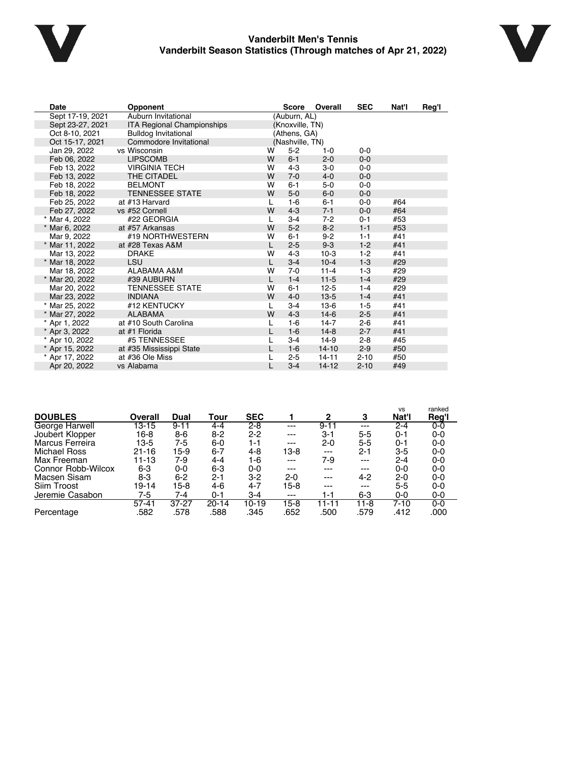# Vanderbilt Men's Tennis

## Vanderbilt Season Statistics (Through matches of Apr 21, 2022)

| Date | Opponent | | Score | Overall | SEC | Nat'l | Reg'l |
|---|---|---|---|---|---|---|---|
| Sept 17-19, 2021 | Auburn Invitational | | (Auburn, AL) | | | | |
| Sept 23-27, 2021 | ITA Regional Championships | | (Knoxville, TN) | | | | |
| Oct 8-10, 2021 | Bulldog Invitational | | (Athens, GA) | | | | |
| Oct 15-17, 2021 | Commodore Invitational | | (Nashville, TN) | | | | |
| Jan 29, 2022 | vs Wisconsin | W | 5-2 | 1-0 | 0-0 | | |
| Feb 06, 2022 | LIPSCOMB | W | 6-1 | 2-0 | 0-0 | | |
| Feb 13, 2022 | VIRGINIA TECH | W | 4-3 | 3-0 | 0-0 | | |
| Feb 13, 2022 | THE CITADEL | W | 7-0 | 4-0 | 0-0 | | |
| Feb 18, 2022 | BELMONT | W | 6-1 | 5-0 | 0-0 | | |
| Feb 18, 2022 | TENNESSEE STATE | W | 5-0 | 6-0 | 0-0 | | |
| Feb 25, 2022 | at #13 Harvard | L | 1-6 | 6-1 | 0-0 | #64 | |
| Feb 27, 2022 | vs #52 Cornell | W | 4-3 | 7-1 | 0-0 | #64 | |
| * Mar 4, 2022 | #22 GEORGIA | L | 3-4 | 7-2 | 0-1 | #53 | |
| * Mar 6, 2022 | at #57 Arkansas | W | 5-2 | 8-2 | 1-1 | #53 | |
| Mar 9, 2022 | #19 NORTHWESTERN | W | 6-1 | 9-2 | 1-1 | #41 | |
| * Mar 11, 2022 | at #28 Texas A&M | L | 2-5 | 9-3 | 1-2 | #41 | |
| Mar 13, 2022 | DRAKE | W | 4-3 | 10-3 | 1-2 | #41 | |
| * Mar 18, 2022 | LSU | L | 3-4 | 10-4 | 1-3 | #29 | |
| Mar 18, 2022 | ALABAMA A&M | W | 7-0 | 11-4 | 1-3 | #29 | |
| * Mar 20, 2022 | #39 AUBURN | L | 1-4 | 11-5 | 1-4 | #29 | |
| Mar 20, 2022 | TENNESSEE STATE | W | 6-1 | 12-5 | 1-4 | #29 | |
| Mar 23, 2022 | INDIANA | W | 4-0 | 13-5 | 1-4 | #41 | |
| * Mar 25, 2022 | #12 KENTUCKY | L | 3-4 | 13-6 | 1-5 | #41 | |
| * Mar 27, 2022 | ALABAMA | W | 4-3 | 14-6 | 2-5 | #41 | |
| * Apr 1, 2022 | at #10 South Carolina | L | 1-6 | 14-7 | 2-6 | #41 | |
| * Apr 3, 2022 | at #1 Florida | L | 1-6 | 14-8 | 2-7 | #41 | |
| * Apr 10, 2022 | #5 TENNESSEE | L | 3-4 | 14-9 | 2-8 | #45 | |
| * Apr 15, 2022 | at #35 Mississippi State | L | 1-6 | 14-10 | 2-9 | #50 | |
| * Apr 17, 2022 | at #36 Ole Miss | L | 2-5 | 14-11 | 2-10 | #50 | |
| Apr 20, 2022 | vs Alabama | L | 3-4 | 14-12 | 2-10 | #49 | |

| DOUBLES | Overall | Dual | Tour | SEC | 1 | 2 | 3 | vs Nat'l | ranked Reg'l |
|---|---|---|---|---|---|---|---|---|---|
| George Harwell | 13-15 | 9-11 | 4-4 | 2-8 | --- | 9-11 | --- | 2-4 | 0-0 |
| Joubert Klopper | 16-8 | 8-6 | 8-2 | 2-2 | --- | 3-1 | 5-5 | 0-1 | 0-0 |
| Marcus Ferreira | 13-5 | 7-5 | 6-0 | 1-1 | --- | 2-0 | 5-5 | 0-1 | 0-0 |
| Michael Ross | 21-16 | 15-9 | 6-7 | 4-8 | 13-8 | --- | 2-1 | 3-5 | 0-0 |
| Max Freeman | 11-13 | 7-9 | 4-4 | 1-6 | --- | 7-9 | --- | 2-4 | 0-0 |
| Connor Robb-Wilcox | 6-3 | 0-0 | 6-3 | 0-0 | --- | --- | --- | 0-0 | 0-0 |
| Macsen Sisam | 8-3 | 6-2 | 2-1 | 3-2 | 2-0 | --- | 4-2 | 2-0 | 0-0 |
| Siim Troost | 19-14 | 15-8 | 4-6 | 4-7 | 15-8 | --- | --- | 5-5 | 0-0 |
| Jeremie Casabon | 7-5 | 7-4 | 0-1 | 3-4 | --- | 1-1 | 6-3 | 0-0 | 0-0 |
| | 57-41 | 37-27 | 20-14 | 10-19 | 15-8 | 11-11 | 11-8 | 7-10 | 0-0 |
| Percentage | .582 | .578 | .588 | .345 | .652 | .500 | .579 | .412 | .000 |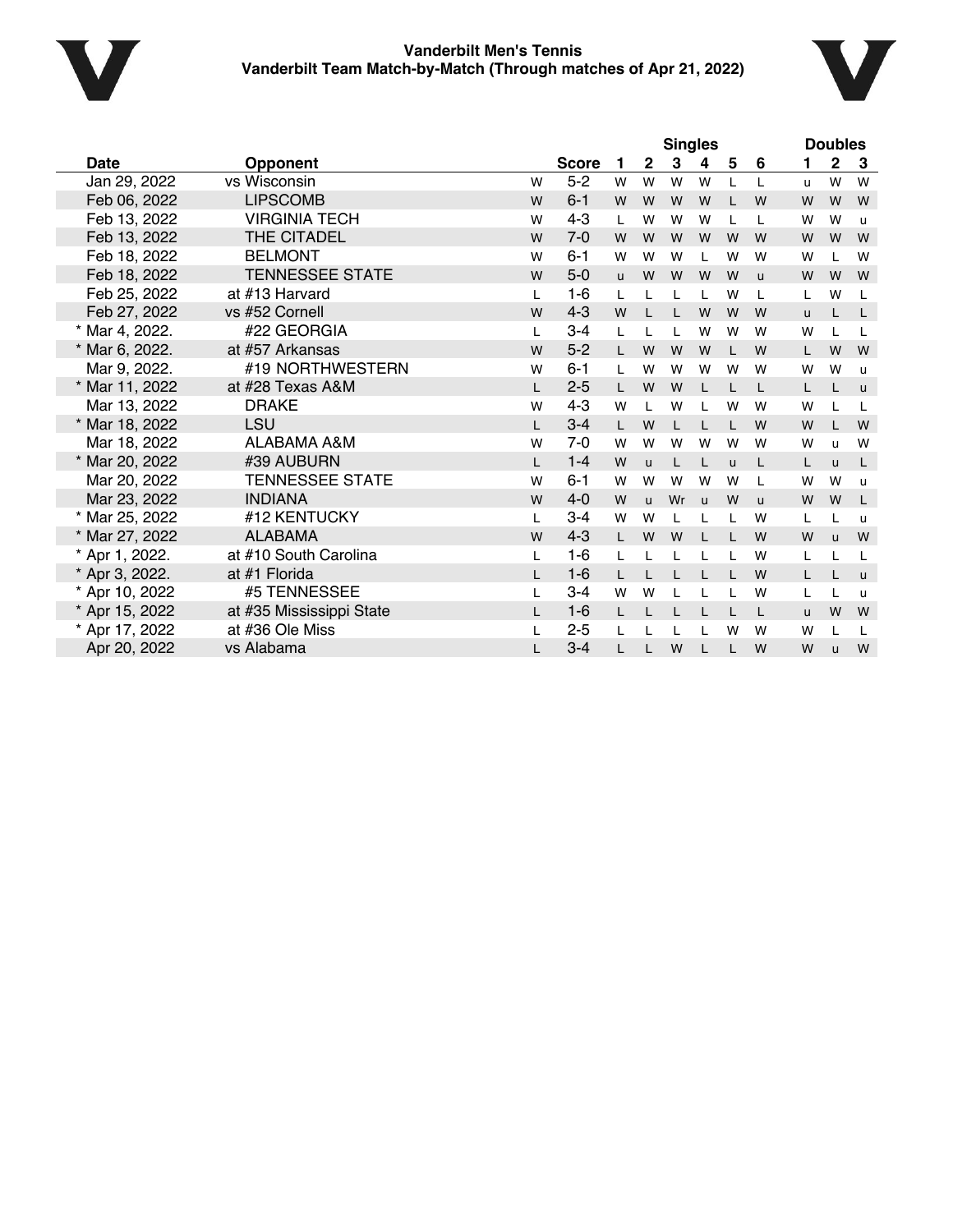# Vanderbilt Men's Tennis
## Vanderbilt Team Match-by-Match (Through matches of Apr 21, 2022)

| Date | Opponent | | Score | Singles 1 | 2 | 3 | 4 | 5 | 6 | Doubles 1 | 2 | 3 |
|---|---|---|---|---|---|---|---|---|---|---|---|---|
| Jan 29, 2022 | vs Wisconsin | W | 5-2 | W | W | W | W | L | L | u | W | W |
| Feb 06, 2022 | LIPSCOMB | W | 6-1 | W | W | W | W | L | W | W | W | W |
| Feb 13, 2022 | VIRGINIA TECH | W | 4-3 | L | W | W | W | L | L | W | W | u |
| Feb 13, 2022 | THE CITADEL | W | 7-0 | W | W | W | W | W | W | W | W | W |
| Feb 18, 2022 | BELMONT | W | 6-1 | W | W | W | L | W | W | W | L | W |
| Feb 18, 2022 | TENNESSEE STATE | W | 5-0 | u | W | W | W | W | u | W | W | W |
| Feb 25, 2022 | at #13 Harvard | L | 1-6 | L | L | L | L | W | L | L | W | L |
| Feb 27, 2022 | vs #52 Cornell | W | 4-3 | W | L | L | W | W | W | u | L | L |
| * Mar 4, 2022. | #22 GEORGIA | L | 3-4 | L | L | L | W | W | W | W | L | L |
| * Mar 6, 2022. | at #57 Arkansas | W | 5-2 | L | W | W | W | L | W | L | W | W |
| Mar 9, 2022. | #19 NORTHWESTERN | W | 6-1 | L | W | W | W | W | W | W | W | u |
| * Mar 11, 2022 | at #28 Texas A&M | L | 2-5 | L | W | W | L | L | L | L | L | u |
| Mar 13, 2022 | DRAKE | W | 4-3 | W | L | W | L | W | W | W | L | L |
| * Mar 18, 2022 | LSU | L | 3-4 | L | W | L | L | L | W | W | L | W |
| Mar 18, 2022 | ALABAMA A&M | W | 7-0 | W | W | W | W | W | W | W | u | W |
| * Mar 20, 2022 | #39 AUBURN | L | 1-4 | W | u | L | L | u | L | L | u | L |
| Mar 20, 2022 | TENNESSEE STATE | W | 6-1 | W | W | W | W | W | L | W | W | u |
| Mar 23, 2022 | INDIANA | W | 4-0 | W | u | Wr | u | W | u | W | W | L |
| * Mar 25, 2022 | #12 KENTUCKY | L | 3-4 | W | W | L | L | L | W | L | L | u |
| * Mar 27, 2022 | ALABAMA | W | 4-3 | L | W | W | L | L | W | W | u | W |
| * Apr 1, 2022. | at #10 South Carolina | L | 1-6 | L | L | L | L | L | W | L | L | L |
| * Apr 3, 2022. | at #1 Florida | L | 1-6 | L | L | L | L | L | W | L | L | u |
| * Apr 10, 2022 | #5 TENNESSEE | L | 3-4 | W | W | L | L | L | W | L | L | u |
| * Apr 15, 2022 | at #35 Mississippi State | L | 1-6 | L | L | L | L | L | L | u | W | W |
| * Apr 17, 2022 | at #36 Ole Miss | L | 2-5 | L | L | L | L | W | W | W | L | L |
| Apr 20, 2022 | vs Alabama | L | 3-4 | L | L | W | L | L | W | W | u | W |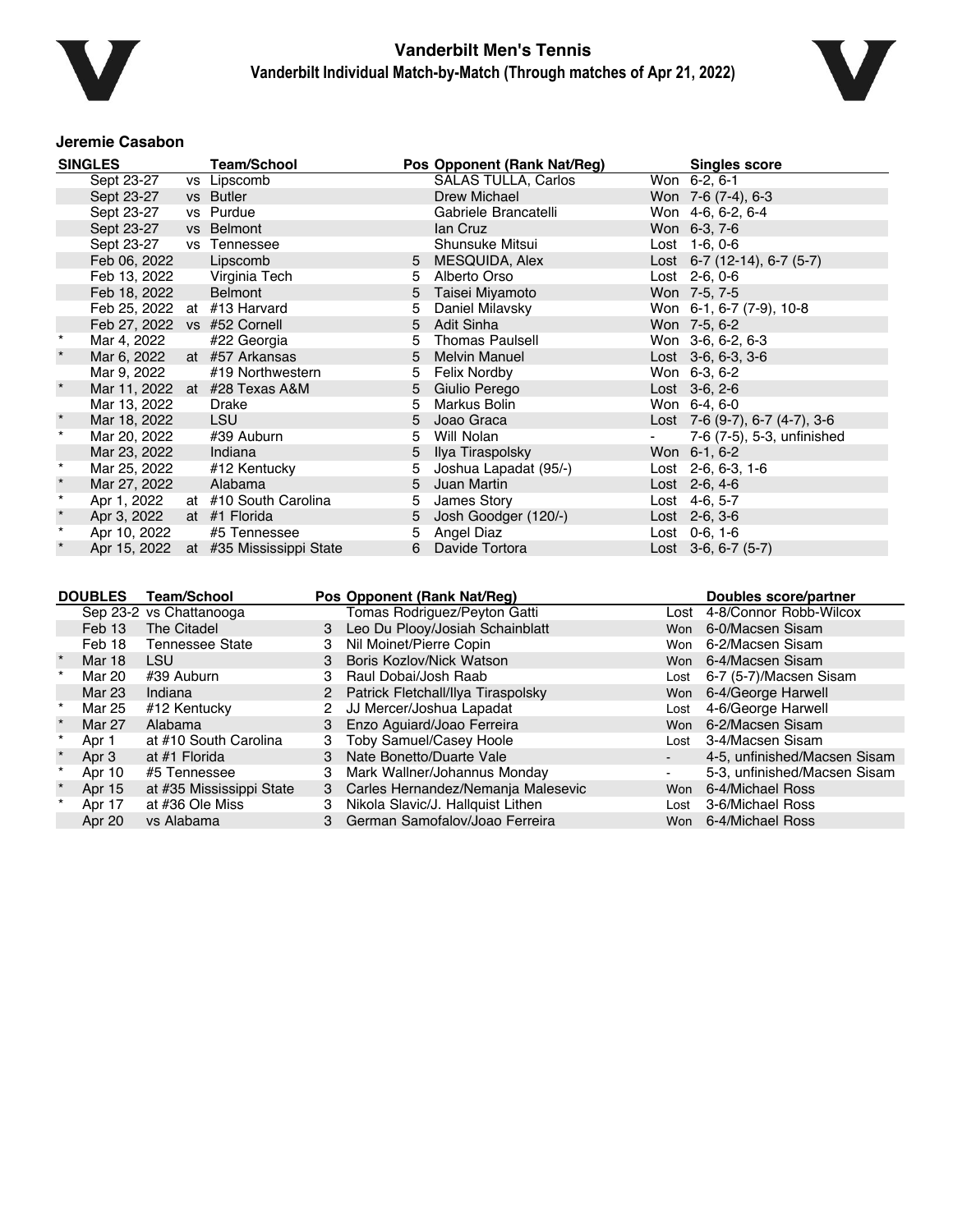# Vanderbilt Men's Tennis

## Vanderbilt Individual Match-by-Match (Through matches of Apr 21, 2022)

### Jeremie Casabon

| | SINGLES | | Team/School | Pos | Opponent (Rank Nat/Reg) | | Singles score |
|---|---|---|---|---|---|---|---|
| | Sept 23-27 | vs | Lipscomb | | SALAS TULLA, Carlos | Won | 6-2, 6-1 |
| | Sept 23-27 | vs | Butler | | Drew Michael | Won | 7-6 (7-4), 6-3 |
| | Sept 23-27 | vs | Purdue | | Gabriele Brancatelli | Won | 4-6, 6-2, 6-4 |
| | Sept 23-27 | vs | Belmont | | Ian Cruz | Won | 6-3, 7-6 |
| | Sept 23-27 | vs | Tennessee | | Shunsuke Mitsui | Lost | 1-6, 0-6 |
| | Feb 06, 2022 | | Lipscomb | 5 | MESQUIDA, Alex | Lost | 6-7 (12-14), 6-7 (5-7) |
| | Feb 13, 2022 | | Virginia Tech | 5 | Alberto Orso | Lost | 2-6, 0-6 |
| | Feb 18, 2022 | | Belmont | 5 | Taisei Miyamoto | Won | 7-5, 7-5 |
| | Feb 25, 2022 | at | #13 Harvard | 5 | Daniel Milavsky | Won | 6-1, 6-7 (7-9), 10-8 |
| | Feb 27, 2022 | vs | #52 Cornell | 5 | Adit Sinha | Won | 7-5, 6-2 |
| * | Mar 4, 2022 | | #22 Georgia | 5 | Thomas Paulsell | Won | 3-6, 6-2, 6-3 |
| * | Mar 6, 2022 | at | #57 Arkansas | 5 | Melvin Manuel | Lost | 3-6, 6-3, 3-6 |
| | Mar 9, 2022 | | #19 Northwestern | 5 | Felix Nordby | Won | 6-3, 6-2 |
| * | Mar 11, 2022 | at | #28 Texas A&M | 5 | Giulio Perego | Lost | 3-6, 2-6 |
| | Mar 13, 2022 | | Drake | 5 | Markus Bolin | Won | 6-4, 6-0 |
| * | Mar 18, 2022 | | LSU | 5 | Joao Graca | Lost | 7-6 (9-7), 6-7 (4-7), 3-6 |
| * | Mar 20, 2022 | | #39 Auburn | 5 | Will Nolan | - | 7-6 (7-5), 5-3, unfinished |
| | Mar 23, 2022 | | Indiana | 5 | Ilya Tiraspolsky | Won | 6-1, 6-2 |
| * | Mar 25, 2022 | | #12 Kentucky | 5 | Joshua Lapadat (95/-) | Lost | 2-6, 6-3, 1-6 |
| * | Mar 27, 2022 | | Alabama | 5 | Juan Martin | Lost | 2-6, 4-6 |
| * | Apr 1, 2022 | at | #10 South Carolina | 5 | James Story | Lost | 4-6, 5-7 |
| * | Apr 3, 2022 | at | #1 Florida | 5 | Josh Goodger (120/-) | Lost | 2-6, 3-6 |
| * | Apr 10, 2022 | | #5 Tennessee | 5 | Angel Diaz | Lost | 0-6, 1-6 |
| * | Apr 15, 2022 | at | #35 Mississippi State | 6 | Davide Tortora | Lost | 3-6, 6-7 (5-7) |

| | DOUBLES | Team/School | Pos | Opponent (Rank Nat/Reg) | | Doubles score/partner |
|---|---|---|---|---|---|---|
| | Sep 23-2 | vs Chattanooga | | Tomas Rodriguez/Peyton Gatti | Lost | 4-8/Connor Robb-Wilcox |
| | Feb 13 | The Citadel | 3 | Leo Du Plooy/Josiah Schainblatt | Won | 6-0/Macsen Sisam |
| | Feb 18 | Tennessee State | 3 | Nil Moinet/Pierre Copin | Won | 6-2/Macsen Sisam |
| * | Mar 18 | LSU | 3 | Boris Kozlov/Nick Watson | Won | 6-4/Macsen Sisam |
| * | Mar 20 | #39 Auburn | 3 | Raul Dobai/Josh Raab | Lost | 6-7 (5-7)/Macsen Sisam |
| | Mar 23 | Indiana | 2 | Patrick Fletchall/Ilya Tiraspolsky | Won | 6-4/George Harwell |
| * | Mar 25 | #12 Kentucky | 2 | JJ Mercer/Joshua Lapadat | Lost | 4-6/George Harwell |
| * | Mar 27 | Alabama | 3 | Enzo Aguiard/Joao Ferreira | Won | 6-2/Macsen Sisam |
| * | Apr 1 | at #10 South Carolina | 3 | Toby Samuel/Casey Hoole | Lost | 3-4/Macsen Sisam |
| * | Apr 3 | at #1 Florida | 3 | Nate Bonetto/Duarte Vale | - | 4-5, unfinished/Macsen Sisam |
| * | Apr 10 | #5 Tennessee | 3 | Mark Wallner/Johannus Monday | - | 5-3, unfinished/Macsen Sisam |
| * | Apr 15 | at #35 Mississippi State | 3 | Carles Hernandez/Nemanja Malesevic | Won | 6-4/Michael Ross |
| * | Apr 17 | at #36 Ole Miss | 3 | Nikola Slavic/J. Hallquist Lithen | Lost | 3-6/Michael Ross |
| | Apr 20 | vs Alabama | 3 | German Samofalov/Joao Ferreira | Won | 6-4/Michael Ross |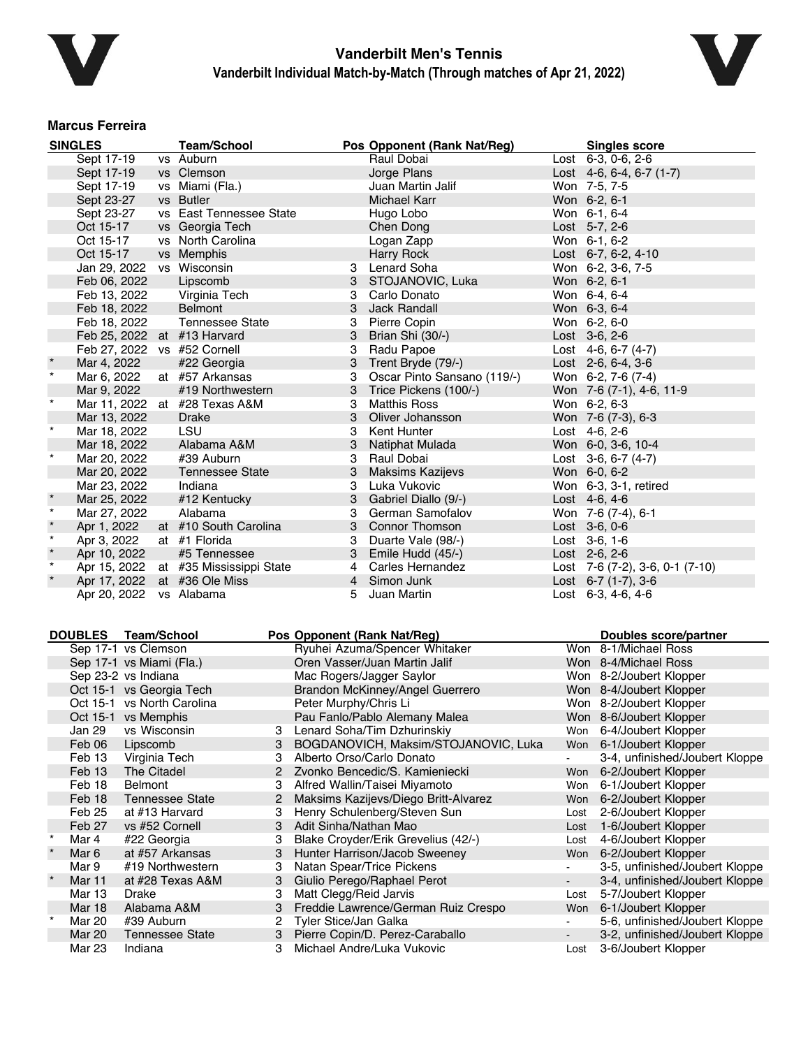# Vanderbilt Men's Tennis

**Vanderbilt Individual Match-by-Match (Through matches of Apr 21, 2022)**

### Marcus Ferreira

| SINGLES | | Team/School | Pos | Opponent (Rank Nat/Reg) | | Singles score |
|---|---|---|---|---|---|---|
| | Sept 17-19 | vs Auburn | | Raul Dobai | Lost | 6-3, 0-6, 2-6 |
| | Sept 17-19 | vs Clemson | | Jorge Plans | Lost | 4-6, 6-4, 6-7 (1-7) |
| | Sept 17-19 | vs Miami (Fla.) | | Juan Martin Jalif | Won | 7-5, 7-5 |
| | Sept 23-27 | vs Butler | | Michael Karr | Won | 6-2, 6-1 |
| | Sept 23-27 | vs East Tennessee State | | Hugo Lobo | Won | 6-1, 6-4 |
| | Oct 15-17 | vs Georgia Tech | | Chen Dong | Lost | 5-7, 2-6 |
| | Oct 15-17 | vs North Carolina | | Logan Zapp | Won | 6-1, 6-2 |
| | Oct 15-17 | vs Memphis | | Harry Rock | Lost | 6-7, 6-2, 4-10 |
| | Jan 29, 2022 | vs Wisconsin | 3 | Lenard Soha | Won | 6-2, 3-6, 7-5 |
| | Feb 06, 2022 | Lipscomb | 3 | STOJANOVIC, Luka | Won | 6-2, 6-1 |
| | Feb 13, 2022 | Virginia Tech | 3 | Carlo Donato | Won | 6-4, 6-4 |
| | Feb 18, 2022 | Belmont | 3 | Jack Randall | Won | 6-3, 6-4 |
| | Feb 18, 2022 | Tennessee State | 3 | Pierre Copin | Won | 6-2, 6-0 |
| | Feb 25, 2022 | at #13 Harvard | 3 | Brian Shi (30/-) | Lost | 3-6, 2-6 |
| | Feb 27, 2022 | vs #52 Cornell | 3 | Radu Papoe | Lost | 4-6, 6-7 (4-7) |
| * | Mar 4, 2022 | #22 Georgia | 3 | Trent Bryde (79/-) | Lost | 2-6, 6-4, 3-6 |
| * | Mar 6, 2022 | at #57 Arkansas | 3 | Oscar Pinto Sansano (119/-) | Won | 6-2, 7-6 (7-4) |
| | Mar 9, 2022 | #19 Northwestern | 3 | Trice Pickens (100/-) | Won | 7-6 (7-1), 4-6, 11-9 |
| * | Mar 11, 2022 | at #28 Texas A&M | 3 | Matthis Ross | Won | 6-2, 6-3 |
| | Mar 13, 2022 | Drake | 3 | Oliver Johansson | Won | 7-6 (7-3), 6-3 |
| * | Mar 18, 2022 | LSU | 3 | Kent Hunter | Lost | 4-6, 2-6 |
| | Mar 18, 2022 | Alabama A&M | 3 | Natiphat Mulada | Won | 6-0, 3-6, 10-4 |
| * | Mar 20, 2022 | #39 Auburn | 3 | Raul Dobai | Lost | 3-6, 6-7 (4-7) |
| | Mar 20, 2022 | Tennessee State | 3 | Maksims Kazijevs | Won | 6-0, 6-2 |
| | Mar 23, 2022 | Indiana | 3 | Luka Vukovic | Won | 6-3, 3-1, retired |
| * | Mar 25, 2022 | #12 Kentucky | 3 | Gabriel Diallo (9/-) | Lost | 4-6, 4-6 |
| * | Mar 27, 2022 | Alabama | 3 | German Samofalov | Won | 7-6 (7-4), 6-1 |
| * | Apr 1, 2022 | at #10 South Carolina | 3 | Connor Thomson | Lost | 3-6, 0-6 |
| * | Apr 3, 2022 | at #1 Florida | 3 | Duarte Vale (98/-) | Lost | 3-6, 1-6 |
| * | Apr 10, 2022 | #5 Tennessee | 3 | Emile Hudd (45/-) | Lost | 2-6, 2-6 |
| * | Apr 15, 2022 | at #35 Mississippi State | 4 | Carles Hernandez | Lost | 7-6 (7-2), 3-6, 0-1 (7-10) |
| * | Apr 17, 2022 | at #36 Ole Miss | 4 | Simon Junk | Lost | 6-7 (1-7), 3-6 |
| | Apr 20, 2022 | vs Alabama | 5 | Juan Martin | Lost | 6-3, 4-6, 4-6 |

| DOUBLES | | Team/School | Pos | Opponent (Rank Nat/Reg) | | Doubles score/partner |
|---|---|---|---|---|---|---|
| | Sep 17-1 | vs Clemson | | Ryuhei Azuma/Spencer Whitaker | Won | 8-1/Michael Ross |
| | Sep 17-1 | vs Miami (Fla.) | | Oren Vasser/Juan Martin Jalif | Won | 8-4/Michael Ross |
| | Sep 23-2 | vs Indiana | | Mac Rogers/Jagger Saylor | Won | 8-2/Joubert Klopper |
| | Oct 15-1 | vs Georgia Tech | | Brandon McKinney/Angel Guerrero | Won | 8-4/Joubert Klopper |
| | Oct 15-1 | vs North Carolina | | Peter Murphy/Chris Li | Won | 8-2/Joubert Klopper |
| | Oct 15-1 | vs Memphis | | Pau Fanlo/Pablo Alemany Malea | Won | 8-6/Joubert Klopper |
| | Jan 29 | vs Wisconsin | 3 | Lenard Soha/Tim Dzhurinskiy | Won | 6-4/Joubert Klopper |
| | Feb 06 | Lipscomb | 3 | BOGDANOVICH, Maksim/STOJANOVIC, Luka | Won | 6-1/Joubert Klopper |
| | Feb 13 | Virginia Tech | 3 | Alberto Orso/Carlo Donato | - | 3-4, unfinished/Joubert Kloppe |
| | Feb 13 | The Citadel | 2 | Zvonko Bencedic/S. Kamieniecki | Won | 6-2/Joubert Klopper |
| | Feb 18 | Belmont | 3 | Alfred Wallin/Taisei Miyamoto | Won | 6-1/Joubert Klopper |
| | Feb 18 | Tennessee State | 2 | Maksims Kazijevs/Diego Britt-Alvarez | Won | 6-2/Joubert Klopper |
| | Feb 25 | at #13 Harvard | 3 | Henry Schulenberg/Steven Sun | Lost | 2-6/Joubert Klopper |
| | Feb 27 | vs #52 Cornell | 3 | Adit Sinha/Nathan Mao | Lost | 1-6/Joubert Klopper |
| * | Mar 4 | #22 Georgia | 3 | Blake Croyder/Erik Grevelius (42/-) | Lost | 4-6/Joubert Klopper |
| * | Mar 6 | at #57 Arkansas | 3 | Hunter Harrison/Jacob Sweeney | Won | 6-2/Joubert Klopper |
| | Mar 9 | #19 Northwestern | 3 | Natan Spear/Trice Pickens | - | 3-5, unfinished/Joubert Kloppe |
| * | Mar 11 | at #28 Texas A&M | 3 | Giulio Perego/Raphael Perot | - | 3-4, unfinished/Joubert Kloppe |
| | Mar 13 | Drake | 3 | Matt Clegg/Reid Jarvis | Lost | 5-7/Joubert Klopper |
| | Mar 18 | Alabama A&M | 3 | Freddie Lawrence/German Ruiz Crespo | Won | 6-1/Joubert Klopper |
| * | Mar 20 | #39 Auburn | 2 | Tyler Stice/Jan Galka | - | 5-6, unfinished/Joubert Kloppe |
| | Mar 20 | Tennessee State | 3 | Pierre Copin/D. Perez-Caraballo | - | 3-2, unfinished/Joubert Kloppe |
| | Mar 23 | Indiana | 3 | Michael Andre/Luka Vukovic | Lost | 3-6/Joubert Klopper |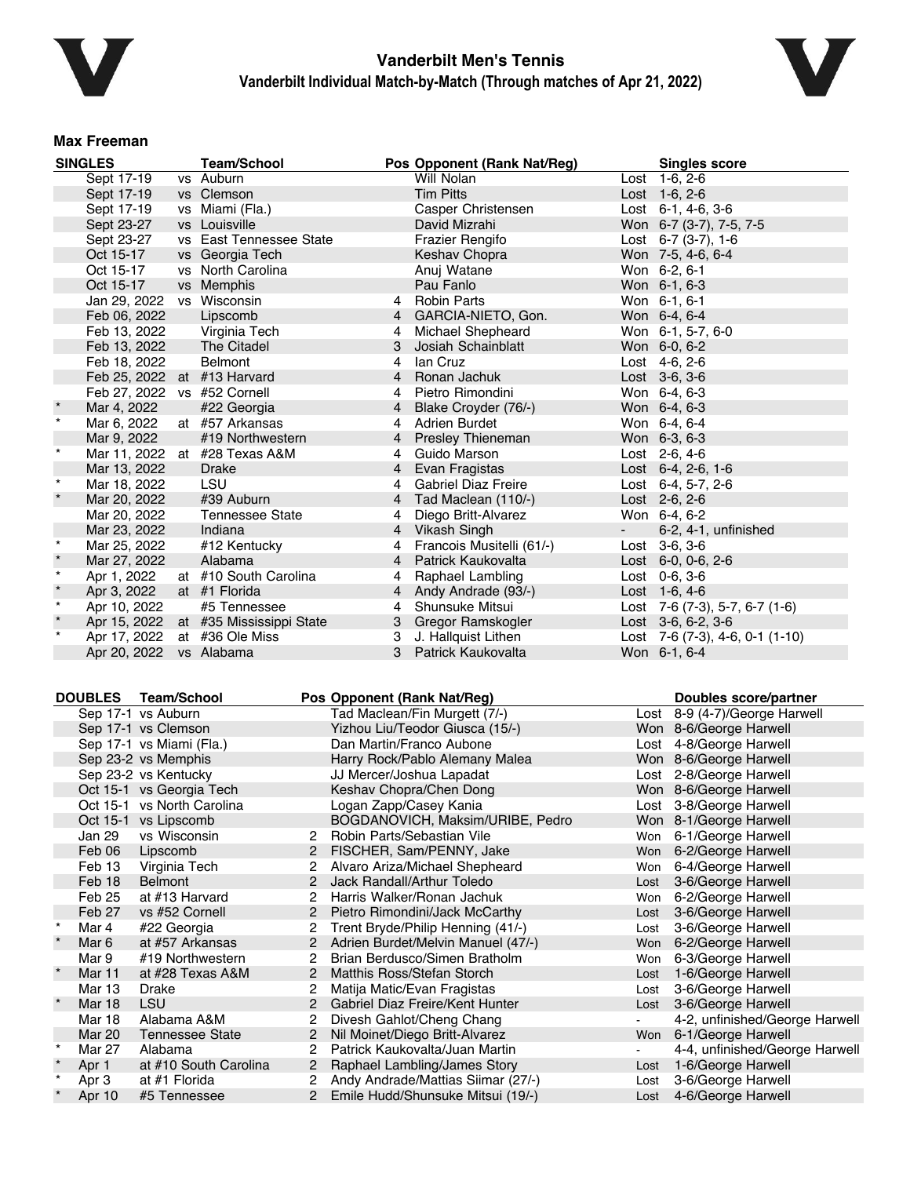# Vanderbilt Men's Tennis

## Vanderbilt Individual Match-by-Match (Through matches of Apr 21, 2022)

### Max Freeman

| SINGLES | | | Team/School | Pos | Opponent (Rank Nat/Reg) | | Singles score |
|---|---|---|---|---|---|---|---|
| | Sept 17-19 | vs | Auburn | | Will Nolan | Lost | 1-6, 2-6 |
| | Sept 17-19 | vs | Clemson | | Tim Pitts | Lost | 1-6, 2-6 |
| | Sept 17-19 | vs | Miami (Fla.) | | Casper Christensen | Lost | 6-1, 4-6, 3-6 |
| | Sept 23-27 | vs | Louisville | | David Mizrahi | Won | 6-7 (3-7), 7-5, 7-5 |
| | Sept 23-27 | vs | East Tennessee State | | Frazier Rengifo | Lost | 6-7 (3-7), 1-6 |
| | Oct 15-17 | vs | Georgia Tech | | Keshav Chopra | Won | 7-5, 4-6, 6-4 |
| | Oct 15-17 | vs | North Carolina | | Anuj Watane | Won | 6-2, 6-1 |
| | Oct 15-17 | vs | Memphis | | Pau Fanlo | Won | 6-1, 6-3 |
| | Jan 29, 2022 | vs | Wisconsin | 4 | Robin Parts | Won | 6-1, 6-1 |
| | Feb 06, 2022 | | Lipscomb | 4 | GARCIA-NIETO, Gon. | Won | 6-4, 6-4 |
| | Feb 13, 2022 | | Virginia Tech | 4 | Michael Shepheard | Won | 6-1, 5-7, 6-0 |
| | Feb 13, 2022 | | The Citadel | 3 | Josiah Schainblatt | Won | 6-0, 6-2 |
| | Feb 18, 2022 | | Belmont | 4 | Ian Cruz | Lost | 4-6, 2-6 |
| | Feb 25, 2022 | at | #13 Harvard | 4 | Ronan Jachuk | Lost | 3-6, 3-6 |
| | Feb 27, 2022 | vs | #52 Cornell | 4 | Pietro Rimondini | Won | 6-4, 6-3 |
| * | Mar 4, 2022 | | #22 Georgia | 4 | Blake Croyder (76/-) | Won | 6-4, 6-3 |
| * | Mar 6, 2022 | at | #57 Arkansas | 4 | Adrien Burdet | Won | 6-4, 6-4 |
| | Mar 9, 2022 | | #19 Northwestern | 4 | Presley Thieneman | Won | 6-3, 6-3 |
| * | Mar 11, 2022 | at | #28 Texas A&M | 4 | Guido Marson | Lost | 2-6, 4-6 |
| | Mar 13, 2022 | | Drake | 4 | Evan Fragistas | Lost | 6-4, 2-6, 1-6 |
| * | Mar 18, 2022 | | LSU | 4 | Gabriel Diaz Freire | Lost | 6-4, 5-7, 2-6 |
| * | Mar 20, 2022 | | #39 Auburn | 4 | Tad Maclean (110/-) | Lost | 2-6, 2-6 |
| | Mar 20, 2022 | | Tennessee State | 4 | Diego Britt-Alvarez | Won | 6-4, 6-2 |
| | Mar 23, 2022 | | Indiana | 4 | Vikash Singh | - | 6-2, 4-1, unfinished |
| * | Mar 25, 2022 | | #12 Kentucky | 4 | Francois Musitelli (61/-) | Lost | 3-6, 3-6 |
| * | Mar 27, 2022 | | Alabama | 4 | Patrick Kaukovalta | Lost | 6-0, 0-6, 2-6 |
| * | Apr 1, 2022 | at | #10 South Carolina | 4 | Raphael Lambling | Lost | 0-6, 3-6 |
| * | Apr 3, 2022 | at | #1 Florida | 4 | Andy Andrade (93/-) | Lost | 1-6, 4-6 |
| * | Apr 10, 2022 | | #5 Tennessee | 4 | Shunsuke Mitsui | Lost | 7-6 (7-3), 5-7, 6-7 (1-6) |
| * | Apr 15, 2022 | at | #35 Mississippi State | 3 | Gregor Ramskogler | Lost | 3-6, 6-2, 3-6 |
| * | Apr 17, 2022 | at | #36 Ole Miss | 3 | J. Hallquist Lithen | Lost | 7-6 (7-3), 4-6, 0-1 (1-10) |
| | Apr 20, 2022 | vs | Alabama | 3 | Patrick Kaukovalta | Won | 6-1, 6-4 |

| | DOUBLES | Team/School | Pos | Opponent (Rank Nat/Reg) | | Doubles score/partner |
|---|---|---|---|---|---|---|
| | Sep 17-1 | vs Auburn | | Tad Maclean/Fin Murgett (7/-) | Lost | 8-9 (4-7)/George Harwell |
| | Sep 17-1 | vs Clemson | | Yizhou Liu/Teodor Giusca (15/-) | Won | 8-6/George Harwell |
| | Sep 17-1 | vs Miami (Fla.) | | Dan Martin/Franco Aubone | Lost | 4-8/George Harwell |
| | Sep 23-2 | vs Memphis | | Harry Rock/Pablo Alemany Malea | Won | 8-6/George Harwell |
| | Sep 23-2 | vs Kentucky | | JJ Mercer/Joshua Lapadat | Lost | 2-8/George Harwell |
| | Oct 15-1 | vs Georgia Tech | | Keshav Chopra/Chen Dong | Won | 8-6/George Harwell |
| | Oct 15-1 | vs North Carolina | | Logan Zapp/Casey Kania | Lost | 3-8/George Harwell |
| | Oct 15-1 | vs Lipscomb | | BOGDANOVICH, Maksim/URIBE, Pedro | Won | 8-1/George Harwell |
| | Jan 29 | vs Wisconsin | 2 | Robin Parts/Sebastian Vile | Won | 6-1/George Harwell |
| | Feb 06 | Lipscomb | 2 | FISCHER, Sam/PENNY, Jake | Won | 6-2/George Harwell |
| | Feb 13 | Virginia Tech | 2 | Alvaro Ariza/Michael Shepheard | Won | 6-4/George Harwell |
| | Feb 18 | Belmont | 2 | Jack Randall/Arthur Toledo | Lost | 3-6/George Harwell |
| | Feb 25 | at #13 Harvard | 2 | Harris Walker/Ronan Jachuk | Won | 6-2/George Harwell |
| | Feb 27 | vs #52 Cornell | 2 | Pietro Rimondini/Jack McCarthy | Lost | 3-6/George Harwell |
| * | Mar 4 | #22 Georgia | 2 | Trent Bryde/Philip Henning (41/-) | Lost | 3-6/George Harwell |
| * | Mar 6 | at #57 Arkansas | 2 | Adrien Burdet/Melvin Manuel (47/-) | Won | 6-2/George Harwell |
| | Mar 9 | #19 Northwestern | 2 | Brian Berdusco/Simen Bratholm | Won | 6-3/George Harwell |
| * | Mar 11 | at #28 Texas A&M | 2 | Matthis Ross/Stefan Storch | Lost | 1-6/George Harwell |
| | Mar 13 | Drake | 2 | Matija Matic/Evan Fragistas | Lost | 3-6/George Harwell |
| * | Mar 18 | LSU | 2 | Gabriel Diaz Freire/Kent Hunter | Lost | 3-6/George Harwell |
| | Mar 18 | Alabama A&M | 2 | Divesh Gahlot/Cheng Chang | - | 4-2, unfinished/George Harwell |
| | Mar 20 | Tennessee State | 2 | Nil Moinet/Diego Britt-Alvarez | Won | 6-1/George Harwell |
| * | Mar 27 | Alabama | 2 | Patrick Kaukovalta/Juan Martin | - | 4-4, unfinished/George Harwell |
| * | Apr 1 | at #10 South Carolina | 2 | Raphael Lambling/James Story | Lost | 1-6/George Harwell |
| * | Apr 3 | at #1 Florida | 2 | Andy Andrade/Mattias Siimar (27/-) | Lost | 3-6/George Harwell |
| * | Apr 10 | #5 Tennessee | 2 | Emile Hudd/Shunsuke Mitsui (19/-) | Lost | 4-6/George Harwell |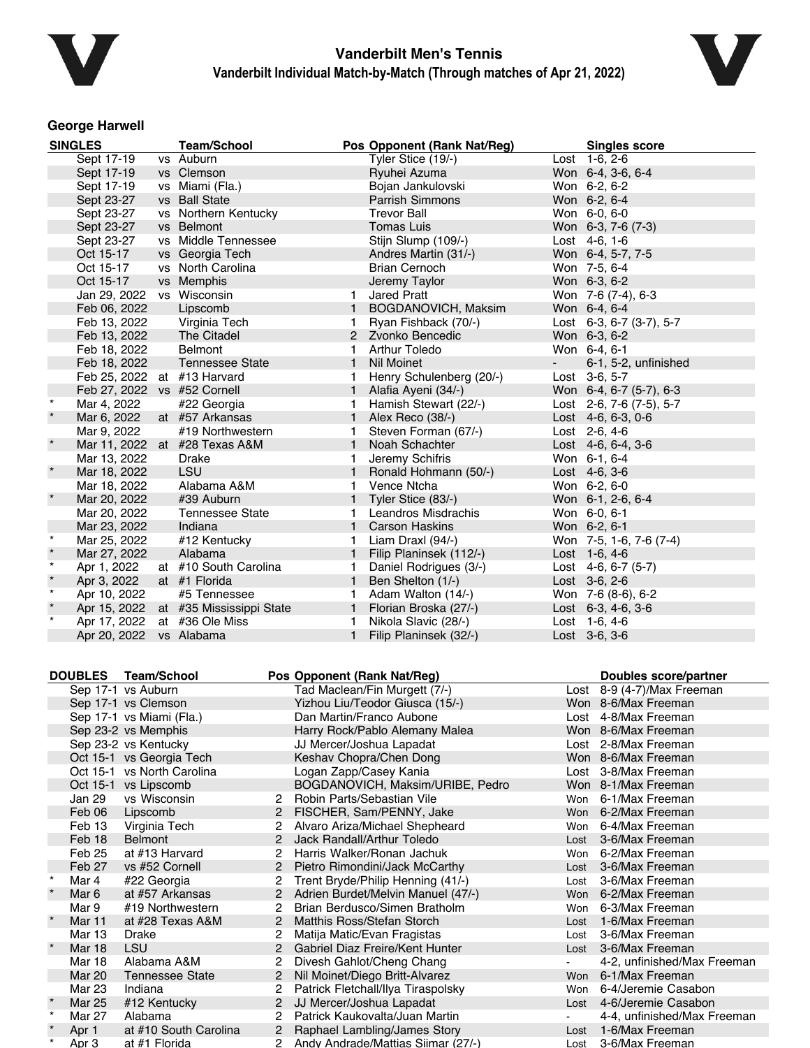# Vanderbilt Men's Tennis

## Vanderbilt Individual Match-by-Match (Through matches of Apr 21, 2022)

### George Harwell

| | SINGLES | | Team/School | Pos | Opponent (Rank Nat/Reg) | | Singles score |
|---|---|---|---|---|---|---|---|
| | Sept 17-19 | vs | Auburn | | Tyler Stice (19/-) | Lost | 1-6, 2-6 |
| | Sept 17-19 | vs | Clemson | | Ryuhei Azuma | Won | 6-4, 3-6, 6-4 |
| | Sept 17-19 | vs | Miami (Fla.) | | Bojan Jankulovski | Won | 6-2, 6-2 |
| | Sept 23-27 | vs | Ball State | | Parrish Simmons | Won | 6-2, 6-4 |
| | Sept 23-27 | vs | Northern Kentucky | | Trevor Ball | Won | 6-0, 6-0 |
| | Sept 23-27 | vs | Belmont | | Tomas Luis | Won | 6-3, 7-6 (7-3) |
| | Sept 23-27 | vs | Middle Tennessee | | Stijn Slump (109/-) | Lost | 4-6, 1-6 |
| | Oct 15-17 | vs | Georgia Tech | | Andres Martin (31/-) | Won | 6-4, 5-7, 7-5 |
| | Oct 15-17 | vs | North Carolina | | Brian Cernoch | Won | 7-5, 6-4 |
| | Oct 15-17 | vs | Memphis | | Jeremy Taylor | Won | 6-3, 6-2 |
| | Jan 29, 2022 | vs | Wisconsin | 1 | Jared Pratt | Won | 7-6 (7-4), 6-3 |
| | Feb 06, 2022 | | Lipscomb | 1 | BOGDANOVICH, Maksim | Won | 6-4, 6-4 |
| | Feb 13, 2022 | | Virginia Tech | 1 | Ryan Fishback (70/-) | Lost | 6-3, 6-7 (3-7), 5-7 |
| | Feb 13, 2022 | | The Citadel | 2 | Zvonko Bencedic | Won | 6-3, 6-2 |
| | Feb 18, 2022 | | Belmont | 1 | Arthur Toledo | Won | 6-4, 6-1 |
| | Feb 18, 2022 | | Tennessee State | 1 | Nil Moinet | - | 6-1, 5-2, unfinished |
| | Feb 25, 2022 | at | #13 Harvard | 1 | Henry Schulenberg (20/-) | Lost | 3-6, 5-7 |
| | Feb 27, 2022 | vs | #52 Cornell | 1 | Alafia Ayeni (34/-) | Won | 6-4, 6-7 (5-7), 6-3 |
| * | Mar 4, 2022 | | #22 Georgia | 1 | Hamish Stewart (22/-) | Lost | 2-6, 7-6 (7-5), 5-7 |
| * | Mar 6, 2022 | at | #57 Arkansas | 1 | Alex Reco (38/-) | Lost | 4-6, 6-3, 0-6 |
| | Mar 9, 2022 | | #19 Northwestern | 1 | Steven Forman (67/-) | Lost | 2-6, 4-6 |
| * | Mar 11, 2022 | at | #28 Texas A&M | 1 | Noah Schachter | Lost | 4-6, 6-4, 3-6 |
| | Mar 13, 2022 | | Drake | 1 | Jeremy Schifris | Won | 6-1, 6-4 |
| * | Mar 18, 2022 | | LSU | 1 | Ronald Hohmann (50/-) | Lost | 4-6, 3-6 |
| | Mar 18, 2022 | | Alabama A&M | 1 | Vence Ntcha | Won | 6-2, 6-0 |
| * | Mar 20, 2022 | | #39 Auburn | 1 | Tyler Stice (83/-) | Won | 6-1, 2-6, 6-4 |
| | Mar 20, 2022 | | Tennessee State | 1 | Leandros Misdrachis | Won | 6-0, 6-1 |
| | Mar 23, 2022 | | Indiana | 1 | Carson Haskins | Won | 6-2, 6-1 |
| * | Mar 25, 2022 | | #12 Kentucky | 1 | Liam Draxl (94/-) | Won | 7-5, 1-6, 7-6 (7-4) |
| * | Mar 27, 2022 | | Alabama | 1 | Filip Planinsek (112/-) | Lost | 1-6, 4-6 |
| * | Apr 1, 2022 | at | #10 South Carolina | 1 | Daniel Rodrigues (3/-) | Lost | 4-6, 6-7 (5-7) |
| * | Apr 3, 2022 | at | #1 Florida | 1 | Ben Shelton (1/-) | Lost | 3-6, 2-6 |
| * | Apr 10, 2022 | | #5 Tennessee | 1 | Adam Walton (14/-) | Won | 7-6 (8-6), 6-2 |
| * | Apr 15, 2022 | at | #35 Mississippi State | 1 | Florian Broska (27/-) | Lost | 6-3, 4-6, 3-6 |
| * | Apr 17, 2022 | at | #36 Ole Miss | 1 | Nikola Slavic (28/-) | Lost | 1-6, 4-6 |
| | Apr 20, 2022 | vs | Alabama | 1 | Filip Planinsek (32/-) | Lost | 3-6, 3-6 |

| | DOUBLES | Team/School | Pos | Opponent (Rank Nat/Reg) | | Doubles score/partner |
|---|---|---|---|---|---|---|
| | Sep 17-1 | vs Auburn | | Tad Maclean/Fin Murgett (7/-) | Lost | 8-9 (4-7)/Max Freeman |
| | Sep 17-1 | vs Clemson | | Yizhou Liu/Teodor Giusca (15/-) | Won | 8-6/Max Freeman |
| | Sep 17-1 | vs Miami (Fla.) | | Dan Martin/Franco Aubone | Lost | 4-8/Max Freeman |
| | Sep 23-2 | vs Memphis | | Harry Rock/Pablo Alemany Malea | Won | 8-6/Max Freeman |
| | Sep 23-2 | vs Kentucky | | JJ Mercer/Joshua Lapadat | Lost | 2-8/Max Freeman |
| | Oct 15-1 | vs Georgia Tech | | Keshav Chopra/Chen Dong | Won | 8-6/Max Freeman |
| | Oct 15-1 | vs North Carolina | | Logan Zapp/Casey Kania | Lost | 3-8/Max Freeman |
| | Oct 15-1 | vs Lipscomb | | BOGDANOVICH, Maksim/URIBE, Pedro | Won | 8-1/Max Freeman |
| | Jan 29 | vs Wisconsin | 2 | Robin Parts/Sebastian Vile | Won | 6-1/Max Freeman |
| | Feb 06 | Lipscomb | 2 | FISCHER, Sam/PENNY, Jake | Won | 6-2/Max Freeman |
| | Feb 13 | Virginia Tech | 2 | Alvaro Ariza/Michael Shepheard | Won | 6-4/Max Freeman |
| | Feb 18 | Belmont | 2 | Jack Randall/Arthur Toledo | Lost | 3-6/Max Freeman |
| | Feb 25 | at #13 Harvard | 2 | Harris Walker/Ronan Jachuk | Won | 6-2/Max Freeman |
| | Feb 27 | vs #52 Cornell | 2 | Pietro Rimondini/Jack McCarthy | Lost | 3-6/Max Freeman |
| * | Mar 4 | #22 Georgia | 2 | Trent Bryde/Philip Henning (41/-) | Lost | 3-6/Max Freeman |
| * | Mar 6 | at #57 Arkansas | 2 | Adrien Burdet/Melvin Manuel (47/-) | Won | 6-2/Max Freeman |
| | Mar 9 | #19 Northwestern | 2 | Brian Berdusco/Simen Bratholm | Won | 6-3/Max Freeman |
| * | Mar 11 | at #28 Texas A&M | 2 | Matthis Ross/Stefan Storch | Lost | 1-6/Max Freeman |
| | Mar 13 | Drake | 2 | Matija Matic/Evan Fragistas | Lost | 3-6/Max Freeman |
| * | Mar 18 | LSU | 2 | Gabriel Diaz Freire/Kent Hunter | Lost | 3-6/Max Freeman |
| | Mar 18 | Alabama A&M | 2 | Divesh Gahlot/Cheng Chang | - | 4-2, unfinished/Max Freeman |
| | Mar 20 | Tennessee State | 2 | Nil Moinet/Diego Britt-Alvarez | Won | 6-1/Max Freeman |
| | Mar 23 | Indiana | 2 | Patrick Fletchall/Ilya Tiraspolsky | Won | 6-4/Jeremie Casabon |
| * | Mar 25 | #12 Kentucky | 2 | JJ Mercer/Joshua Lapadat | Lost | 4-6/Jeremie Casabon |
| * | Mar 27 | Alabama | 2 | Patrick Kaukovalta/Juan Martin | - | 4-4, unfinished/Max Freeman |
| * | Apr 1 | at #10 South Carolina | 2 | Raphael Lambling/James Story | Lost | 1-6/Max Freeman |
| * | Apr 3 | at #1 Florida | 2 | Andy Andrade/Mattias Siimar (27/-) | Lost | 3-6/Max Freeman |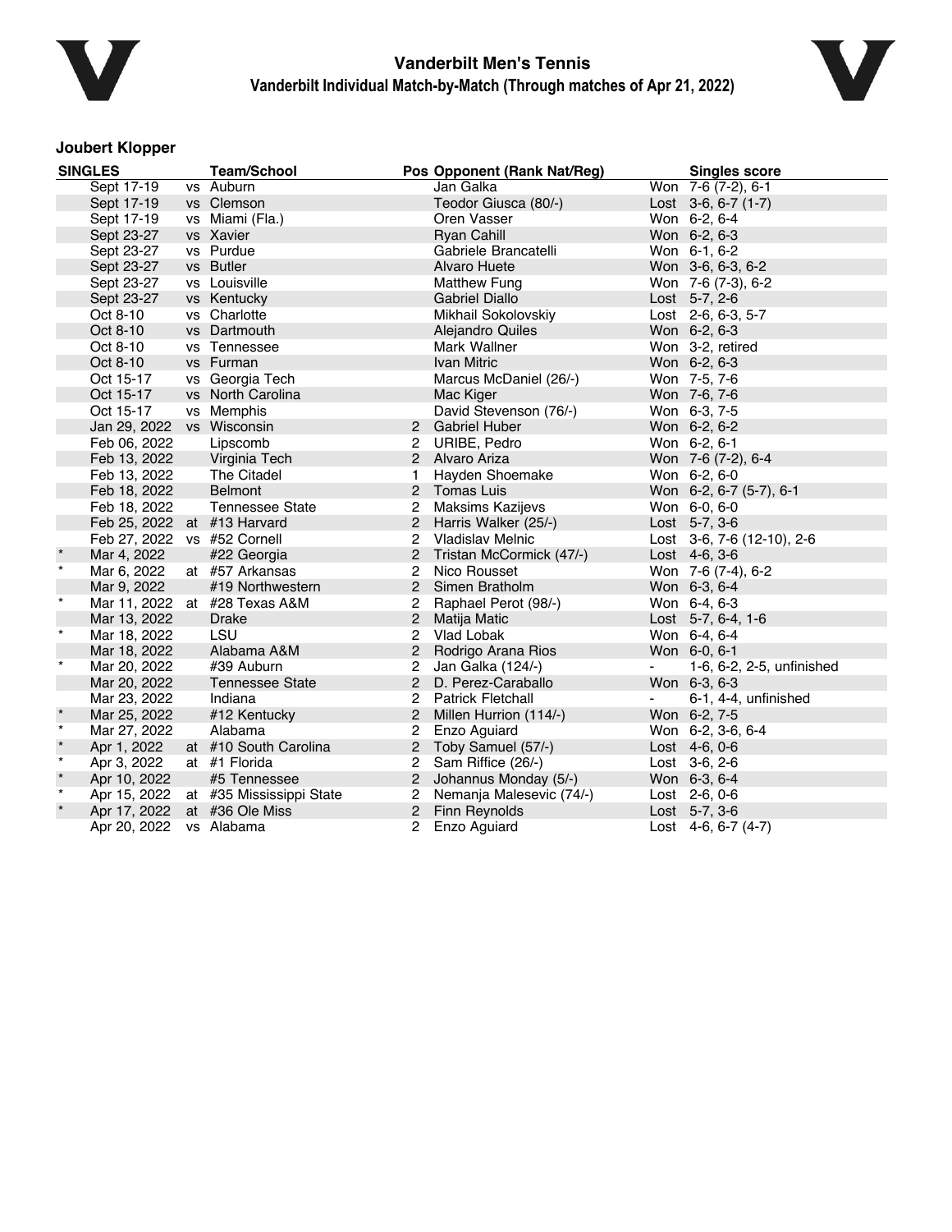# Vanderbilt Men's Tennis

## Vanderbilt Individual Match-by-Match (Through matches of Apr 21, 2022)

### Joubert Klopper

| SINGLES | | | Team/School | Pos | Opponent (Rank Nat/Reg) | | Singles score |
|---|---|---|---|---|---|---|---|
| | Sept 17-19 | vs | Auburn | | Jan Galka | Won | 7-6 (7-2), 6-1 |
| | Sept 17-19 | vs | Clemson | | Teodor Giusca (80/-) | Lost | 3-6, 6-7 (1-7) |
| | Sept 17-19 | vs | Miami (Fla.) | | Oren Vasser | Won | 6-2, 6-4 |
| | Sept 23-27 | vs | Xavier | | Ryan Cahill | Won | 6-2, 6-3 |
| | Sept 23-27 | vs | Purdue | | Gabriele Brancatelli | Won | 6-1, 6-2 |
| | Sept 23-27 | vs | Butler | | Alvaro Huete | Won | 3-6, 6-3, 6-2 |
| | Sept 23-27 | vs | Louisville | | Matthew Fung | Won | 7-6 (7-3), 6-2 |
| | Sept 23-27 | vs | Kentucky | | Gabriel Diallo | Lost | 5-7, 2-6 |
| | Oct 8-10 | vs | Charlotte | | Mikhail Sokolovskiy | Lost | 2-6, 6-3, 5-7 |
| | Oct 8-10 | vs | Dartmouth | | Alejandro Quiles | Won | 6-2, 6-3 |
| | Oct 8-10 | vs | Tennessee | | Mark Wallner | Won | 3-2, retired |
| | Oct 8-10 | vs | Furman | | Ivan Mitric | Won | 6-2, 6-3 |
| | Oct 15-17 | vs | Georgia Tech | | Marcus McDaniel (26/-) | Won | 7-5, 7-6 |
| | Oct 15-17 | vs | North Carolina | | Mac Kiger | Won | 7-6, 7-6 |
| | Oct 15-17 | vs | Memphis | | David Stevenson (76/-) | Won | 6-3, 7-5 |
| | Jan 29, 2022 | vs | Wisconsin | 2 | Gabriel Huber | Won | 6-2, 6-2 |
| | Feb 06, 2022 | | Lipscomb | 2 | URIBE, Pedro | Won | 6-2, 6-1 |
| | Feb 13, 2022 | | Virginia Tech | 2 | Alvaro Ariza | Won | 7-6 (7-2), 6-4 |
| | Feb 13, 2022 | | The Citadel | 1 | Hayden Shoemake | Won | 6-2, 6-0 |
| | Feb 18, 2022 | | Belmont | 2 | Tomas Luis | Won | 6-2, 6-7 (5-7), 6-1 |
| | Feb 18, 2022 | | Tennessee State | 2 | Maksims Kazijevs | Won | 6-0, 6-0 |
| | Feb 25, 2022 | at | #13 Harvard | 2 | Harris Walker (25/-) | Lost | 5-7, 3-6 |
| | Feb 27, 2022 | vs | #52 Cornell | 2 | Vladislav Melnic | Lost | 3-6, 7-6 (12-10), 2-6 |
| * | Mar 4, 2022 | | #22 Georgia | 2 | Tristan McCormick (47/-) | Lost | 4-6, 3-6 |
| * | Mar 6, 2022 | at | #57 Arkansas | 2 | Nico Rousset | Won | 7-6 (7-4), 6-2 |
| | Mar 9, 2022 | | #19 Northwestern | 2 | Simen Bratholm | Won | 6-3, 6-4 |
| * | Mar 11, 2022 | at | #28 Texas A&M | 2 | Raphael Perot (98/-) | Won | 6-4, 6-3 |
| | Mar 13, 2022 | | Drake | 2 | Matija Matic | Lost | 5-7, 6-4, 1-6 |
| * | Mar 18, 2022 | | LSU | 2 | Vlad Lobak | Won | 6-4, 6-4 |
| | Mar 18, 2022 | | Alabama A&M | 2 | Rodrigo Arana Rios | Won | 6-0, 6-1 |
| * | Mar 20, 2022 | | #39 Auburn | 2 | Jan Galka (124/-) | - | 1-6, 6-2, 2-5, unfinished |
| | Mar 20, 2022 | | Tennessee State | 2 | D. Perez-Caraballo | Won | 6-3, 6-3 |
| | Mar 23, 2022 | | Indiana | 2 | Patrick Fletchall | - | 6-1, 4-4, unfinished |
| * | Mar 25, 2022 | | #12 Kentucky | 2 | Millen Hurrion (114/-) | Won | 6-2, 7-5 |
| * | Mar 27, 2022 | | Alabama | 2 | Enzo Aguiard | Won | 6-2, 3-6, 6-4 |
| * | Apr 1, 2022 | at | #10 South Carolina | 2 | Toby Samuel (57/-) | Lost | 4-6, 0-6 |
| * | Apr 3, 2022 | at | #1 Florida | 2 | Sam Riffice (26/-) | Lost | 3-6, 2-6 |
| * | Apr 10, 2022 | | #5 Tennessee | 2 | Johannus Monday (5/-) | Won | 6-3, 6-4 |
| * | Apr 15, 2022 | at | #35 Mississippi State | 2 | Nemanja Malesevic (74/-) | Lost | 2-6, 0-6 |
| * | Apr 17, 2022 | at | #36 Ole Miss | 2 | Finn Reynolds | Lost | 5-7, 3-6 |
| | Apr 20, 2022 | vs | Alabama | 2 | Enzo Aguiard | Lost | 4-6, 6-7 (4-7) |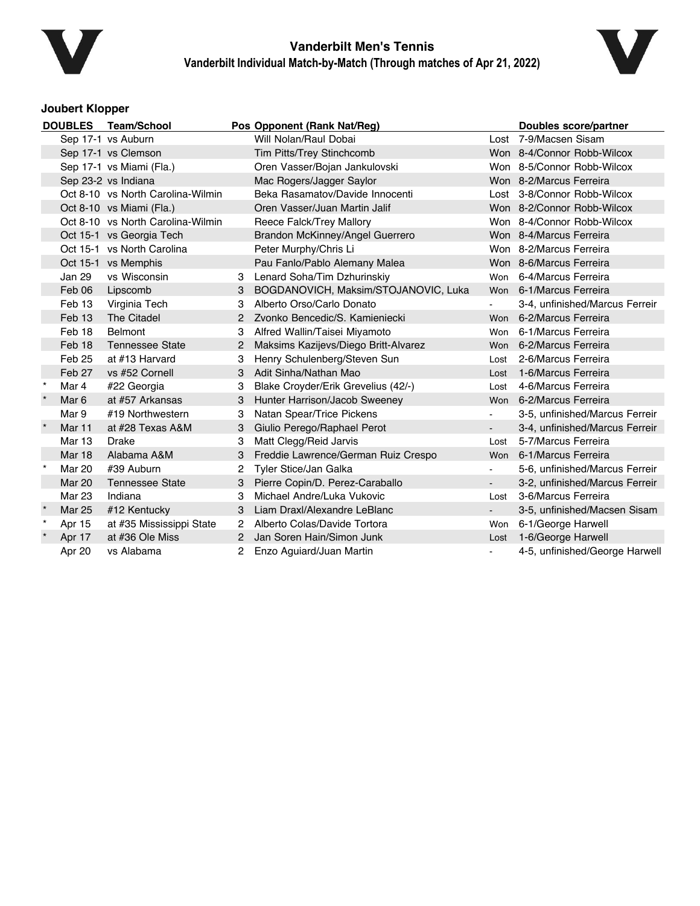# Vanderbilt Men's Tennis

## Vanderbilt Individual Match-by-Match (Through matches of Apr 21, 2022)

### Joubert Klopper

| | DOUBLES | Team/School | Pos | Opponent (Rank Nat/Reg) | | Doubles score/partner |
|---|---|---|---|---|---|---|
| | Sep 17-1 | vs Auburn | | Will Nolan/Raul Dobai | Lost | 7-9/Macsen Sisam |
| | Sep 17-1 | vs Clemson | | Tim Pitts/Trey Stinchcomb | Won | 8-4/Connor Robb-Wilcox |
| | Sep 17-1 | vs Miami (Fla.) | | Oren Vasser/Bojan Jankulovski | Won | 8-5/Connor Robb-Wilcox |
| | Sep 23-2 | vs Indiana | | Mac Rogers/Jagger Saylor | Won | 8-2/Marcus Ferreira |
| | Oct 8-10 | vs North Carolina-Wilmin | | Beka Rasamatov/Davide Innocenti | Lost | 3-8/Connor Robb-Wilcox |
| | Oct 8-10 | vs Miami (Fla.) | | Oren Vasser/Juan Martin Jalif | Won | 8-2/Connor Robb-Wilcox |
| | Oct 8-10 | vs North Carolina-Wilmin | | Reece Falck/Trey Mallory | Won | 8-4/Connor Robb-Wilcox |
| | Oct 15-1 | vs Georgia Tech | | Brandon McKinney/Angel Guerrero | Won | 8-4/Marcus Ferreira |
| | Oct 15-1 | vs North Carolina | | Peter Murphy/Chris Li | Won | 8-2/Marcus Ferreira |
| | Oct 15-1 | vs Memphis | | Pau Fanlo/Pablo Alemany Malea | Won | 8-6/Marcus Ferreira |
| | Jan 29 | vs Wisconsin | 3 | Lenard Soha/Tim Dzhurinskiy | Won | 6-4/Marcus Ferreira |
| | Feb 06 | Lipscomb | 3 | BOGDANOVICH, Maksim/STOJANOVIC, Luka | Won | 6-1/Marcus Ferreira |
| | Feb 13 | Virginia Tech | 3 | Alberto Orso/Carlo Donato | - | 3-4, unfinished/Marcus Ferreir |
| | Feb 13 | The Citadel | 2 | Zvonko Bencedic/S. Kamieniecki | Won | 6-2/Marcus Ferreira |
| | Feb 18 | Belmont | 3 | Alfred Wallin/Taisei Miyamoto | Won | 6-1/Marcus Ferreira |
| | Feb 18 | Tennessee State | 2 | Maksims Kazijevs/Diego Britt-Alvarez | Won | 6-2/Marcus Ferreira |
| | Feb 25 | at #13 Harvard | 3 | Henry Schulenberg/Steven Sun | Lost | 2-6/Marcus Ferreira |
| | Feb 27 | vs #52 Cornell | 3 | Adit Sinha/Nathan Mao | Lost | 1-6/Marcus Ferreira |
| * | Mar 4 | #22 Georgia | 3 | Blake Croyder/Erik Grevelius (42/-) | Lost | 4-6/Marcus Ferreira |
| * | Mar 6 | at #57 Arkansas | 3 | Hunter Harrison/Jacob Sweeney | Won | 6-2/Marcus Ferreira |
| | Mar 9 | #19 Northwestern | 3 | Natan Spear/Trice Pickens | - | 3-5, unfinished/Marcus Ferreir |
| * | Mar 11 | at #28 Texas A&M | 3 | Giulio Perego/Raphael Perot | - | 3-4, unfinished/Marcus Ferreir |
| | Mar 13 | Drake | 3 | Matt Clegg/Reid Jarvis | Lost | 5-7/Marcus Ferreira |
| | Mar 18 | Alabama A&M | 3 | Freddie Lawrence/German Ruiz Crespo | Won | 6-1/Marcus Ferreira |
| * | Mar 20 | #39 Auburn | 2 | Tyler Stice/Jan Galka | - | 5-6, unfinished/Marcus Ferreir |
| | Mar 20 | Tennessee State | 3 | Pierre Copin/D. Perez-Caraballo | - | 3-2, unfinished/Marcus Ferreir |
| | Mar 23 | Indiana | 3 | Michael Andre/Luka Vukovic | Lost | 3-6/Marcus Ferreira |
| * | Mar 25 | #12 Kentucky | 3 | Liam Draxl/Alexandre LeBlanc | - | 3-5, unfinished/Macsen Sisam |
| * | Apr 15 | at #35 Mississippi State | 2 | Alberto Colas/Davide Tortora | Won | 6-1/George Harwell |
| * | Apr 17 | at #36 Ole Miss | 2 | Jan Soren Hain/Simon Junk | Lost | 1-6/George Harwell |
| | Apr 20 | vs Alabama | 2 | Enzo Aguiard/Juan Martin | - | 4-5, unfinished/George Harwell |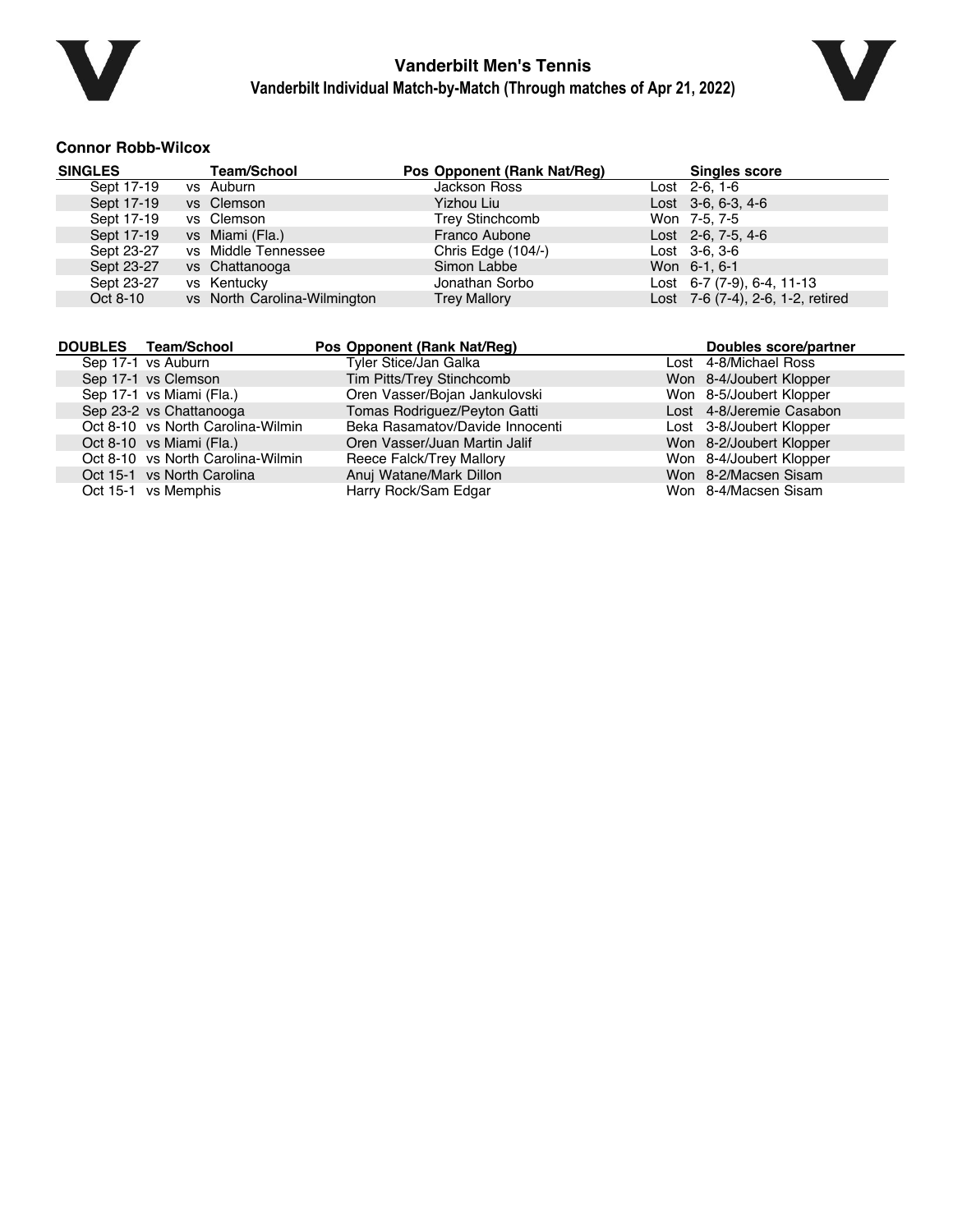### Connor Robb-Wilcox

| SINGLES | Team/School | Pos | Opponent (Rank Nat/Reg) | Singles score |
|---|---|---|---|---|
| Sept 17-19 | vs Auburn | | Jackson Ross | Lost 2-6, 1-6 |
| Sept 17-19 | vs Clemson | | Yizhou Liu | Lost 3-6, 6-3, 4-6 |
| Sept 17-19 | vs Clemson | | Trey Stinchcomb | Won 7-5, 7-5 |
| Sept 17-19 | vs Miami (Fla.) | | Franco Aubone | Lost 2-6, 7-5, 4-6 |
| Sept 23-27 | vs Middle Tennessee | | Chris Edge (104/-) | Lost 3-6, 3-6 |
| Sept 23-27 | vs Chattanooga | | Simon Labbe | Won 6-1, 6-1 |
| Sept 23-27 | vs Kentucky | | Jonathan Sorbo | Lost 6-7 (7-9), 6-4, 11-13 |
| Oct 8-10 | vs North Carolina-Wilmington | | Trey Mallory | Lost 7-6 (7-4), 2-6, 1-2, retired |

| DOUBLES | Team/School | Pos | Opponent (Rank Nat/Reg) | Doubles score/partner |
|---|---|---|---|---|
| Sep 17-1 | vs Auburn | | Tyler Stice/Jan Galka | Lost 4-8/Michael Ross |
| Sep 17-1 | vs Clemson | | Tim Pitts/Trey Stinchcomb | Won 8-4/Joubert Klopper |
| Sep 17-1 | vs Miami (Fla.) | | Oren Vasser/Bojan Jankulovski | Won 8-5/Joubert Klopper |
| Sep 23-2 | vs Chattanooga | | Tomas Rodriguez/Peyton Gatti | Lost 4-8/Jeremie Casabon |
| Oct 8-10 | vs North Carolina-Wilmin | | Beka Rasamatov/Davide Innocenti | Lost 3-8/Joubert Klopper |
| Oct 8-10 | vs Miami (Fla.) | | Oren Vasser/Juan Martin Jalif | Won 8-2/Joubert Klopper |
| Oct 8-10 | vs North Carolina-Wilmin | | Reece Falck/Trey Mallory | Won 8-4/Joubert Klopper |
| Oct 15-1 | vs North Carolina | | Anuj Watane/Mark Dillon | Won 8-2/Macsen Sisam |
| Oct 15-1 | vs Memphis | | Harry Rock/Sam Edgar | Won 8-4/Macsen Sisam |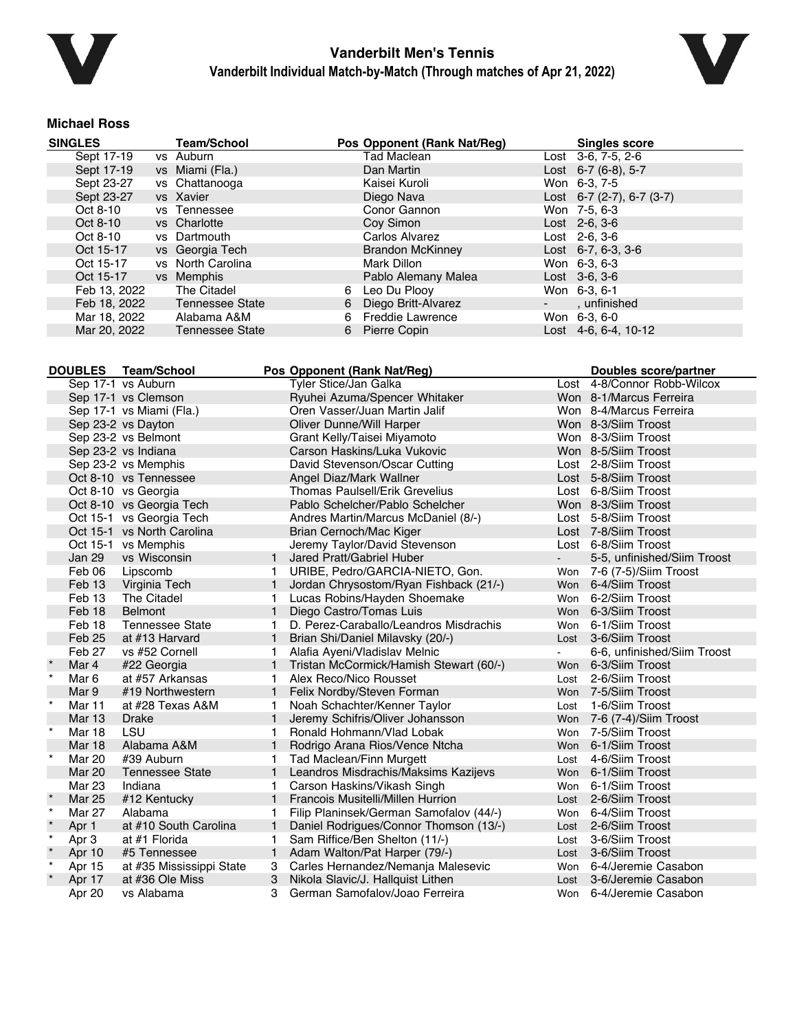# Vanderbilt Men's Tennis

## Vanderbilt Individual Match-by-Match (Through matches of Apr 21, 2022)

### Michael Ross

| SINGLES | Team/School | Pos | Opponent (Rank Nat/Reg) | | Singles score |
|---|---|---|---|---|---|
| Sept 17-19 | vs Auburn | | Tad Maclean | Lost | 3-6, 7-5, 2-6 |
| Sept 17-19 | vs Miami (Fla.) | | Dan Martin | Lost | 6-7 (6-8), 5-7 |
| Sept 23-27 | vs Chattanooga | | Kaisei Kuroli | Won | 6-3, 7-5 |
| Sept 23-27 | vs Xavier | | Diego Nava | Lost | 6-7 (2-7), 6-7 (3-7) |
| Oct 8-10 | vs Tennessee | | Conor Gannon | Won | 7-5, 6-3 |
| Oct 8-10 | vs Charlotte | | Coy Simon | Lost | 2-6, 3-6 |
| Oct 8-10 | vs Dartmouth | | Carlos Alvarez | Lost | 2-6, 3-6 |
| Oct 15-17 | vs Georgia Tech | | Brandon McKinney | Lost | 6-7, 6-3, 3-6 |
| Oct 15-17 | vs North Carolina | | Mark Dillon | Won | 6-3, 6-3 |
| Oct 15-17 | vs Memphis | | Pablo Alemany Malea | Lost | 3-6, 3-6 |
| Feb 13, 2022 | The Citadel | 6 | Leo Du Plooy | Won | 6-3, 6-1 |
| Feb 18, 2022 | Tennessee State | 6 | Diego Britt-Alvarez | - | , unfinished |
| Mar 18, 2022 | Alabama A&M | 6 | Freddie Lawrence | Won | 6-3, 6-0 |
| Mar 20, 2022 | Tennessee State | 6 | Pierre Copin | Lost | 4-6, 6-4, 10-12 |

| | DOUBLES | Team/School | Pos | Opponent (Rank Nat/Reg) | | Doubles score/partner |
|---|---|---|---|---|---|---|
| | Sep 17-1 | vs Auburn | | Tyler Stice/Jan Galka | Lost | 4-8/Connor Robb-Wilcox |
| | Sep 17-1 | vs Clemson | | Ryuhei Azuma/Spencer Whitaker | Won | 8-1/Marcus Ferreira |
| | Sep 17-1 | vs Miami (Fla.) | | Oren Vasser/Juan Martin Jalif | Won | 8-4/Marcus Ferreira |
| | Sep 23-2 | vs Dayton | | Oliver Dunne/Will Harper | Won | 8-3/Siim Troost |
| | Sep 23-2 | vs Belmont | | Grant Kelly/Taisei Miyamoto | Won | 8-3/Siim Troost |
| | Sep 23-2 | vs Indiana | | Carson Haskins/Luka Vukovic | Won | 8-5/Siim Troost |
| | Sep 23-2 | vs Memphis | | David Stevenson/Oscar Cutting | Lost | 2-8/Siim Troost |
| | Oct 8-10 | vs Tennessee | | Angel Diaz/Mark Wallner | Lost | 5-8/Siim Troost |
| | Oct 8-10 | vs Georgia | | Thomas Paulsell/Erik Grevelius | Lost | 6-8/Siim Troost |
| | Oct 8-10 | vs Georgia Tech | | Pablo Schelcher/Pablo Schelcher | Won | 8-3/Siim Troost |
| | Oct 15-1 | vs Georgia Tech | | Andres Martin/Marcus McDaniel (8/-) | Lost | 5-8/Siim Troost |
| | Oct 15-1 | vs North Carolina | | Brian Cernoch/Mac Kiger | Lost | 7-8/Siim Troost |
| | Oct 15-1 | vs Memphis | | Jeremy Taylor/David Stevenson | Lost | 6-8/Siim Troost |
| | Jan 29 | vs Wisconsin | 1 | Jared Pratt/Gabriel Huber | - | 5-5, unfinished/Siim Troost |
| | Feb 06 | Lipscomb | 1 | URIBE, Pedro/GARCIA-NIETO, Gon. | Won | 7-6 (7-5)/Siim Troost |
| | Feb 13 | Virginia Tech | 1 | Jordan Chrysostom/Ryan Fishback (21/-) | Won | 6-4/Siim Troost |
| | Feb 13 | The Citadel | 1 | Lucas Robins/Hayden Shoemake | Won | 6-2/Siim Troost |
| | Feb 18 | Belmont | 1 | Diego Castro/Tomas Luis | Won | 6-3/Siim Troost |
| | Feb 18 | Tennessee State | 1 | D. Perez-Caraballo/Leandros Misdrachis | Won | 6-1/Siim Troost |
| | Feb 25 | at #13 Harvard | 1 | Brian Shi/Daniel Milavsky (20/-) | Lost | 3-6/Siim Troost |
| | Feb 27 | vs #52 Cornell | 1 | Alafia Ayeni/Vladislav Melnic | - | 6-6, unfinished/Siim Troost |
| * | Mar 4 | #22 Georgia | 1 | Tristan McCormick/Hamish Stewart (60/-) | Won | 6-3/Siim Troost |
| * | Mar 6 | at #57 Arkansas | 1 | Alex Reco/Nico Rousset | Lost | 2-6/Siim Troost |
| | Mar 9 | #19 Northwestern | 1 | Felix Nordby/Steven Forman | Won | 7-5/Siim Troost |
| * | Mar 11 | at #28 Texas A&M | 1 | Noah Schachter/Kenner Taylor | Lost | 1-6/Siim Troost |
| | Mar 13 | Drake | 1 | Jeremy Schifris/Oliver Johansson | Won | 7-6 (7-4)/Siim Troost |
| * | Mar 18 | LSU | 1 | Ronald Hohmann/Vlad Lobak | Won | 7-5/Siim Troost |
| | Mar 18 | Alabama A&M | 1 | Rodrigo Arana Rios/Vence Ntcha | Won | 6-1/Siim Troost |
| * | Mar 20 | #39 Auburn | 1 | Tad Maclean/Finn Murgett | Lost | 4-6/Siim Troost |
| | Mar 20 | Tennessee State | 1 | Leandros Misdrachis/Maksims Kazijevs | Won | 6-1/Siim Troost |
| | Mar 23 | Indiana | 1 | Carson Haskins/Vikash Singh | Won | 6-1/Siim Troost |
| * | Mar 25 | #12 Kentucky | 1 | Francois Musitelli/Millen Hurrion | Lost | 2-6/Siim Troost |
| * | Mar 27 | Alabama | 1 | Filip Planinsek/German Samofalov (44/-) | Won | 6-4/Siim Troost |
| * | Apr 1 | at #10 South Carolina | 1 | Daniel Rodrigues/Connor Thomson (13/-) | Lost | 2-6/Siim Troost |
| * | Apr 3 | at #1 Florida | 1 | Sam Riffice/Ben Shelton (11/-) | Lost | 3-6/Siim Troost |
| * | Apr 10 | #5 Tennessee | 1 | Adam Walton/Pat Harper (79/-) | Lost | 3-6/Siim Troost |
| * | Apr 15 | at #35 Mississippi State | 3 | Carles Hernandez/Nemanja Malesevic | Won | 6-4/Jeremie Casabon |
| * | Apr 17 | at #36 Ole Miss | 3 | Nikola Slavic/J. Hallquist Lithen | Lost | 3-6/Jeremie Casabon |
| | Apr 20 | vs Alabama | 3 | German Samofalov/Joao Ferreira | Won | 6-4/Jeremie Casabon |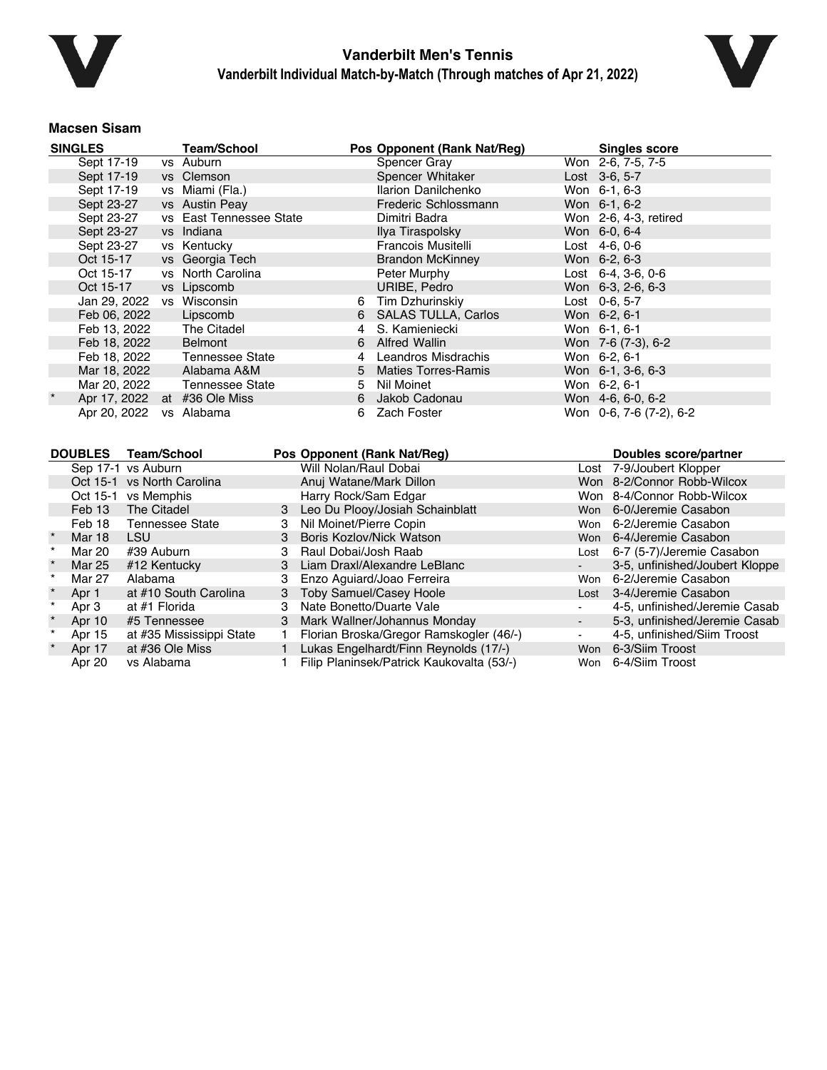# Vanderbilt Men's Tennis

## Vanderbilt Individual Match-by-Match (Through matches of Apr 21, 2022)

### Macsen Sisam

| SINGLES | | | Team/School | Pos | Opponent (Rank Nat/Reg) | Singles score |
|---|---|---|---|---|---|---|
| | Sept 17-19 | vs | Auburn | | Spencer Gray | Won 2-6, 7-5, 7-5 |
| | Sept 17-19 | vs | Clemson | | Spencer Whitaker | Lost 3-6, 5-7 |
| | Sept 17-19 | vs | Miami (Fla.) | | Ilarion Danilchenko | Won 6-1, 6-3 |
| | Sept 23-27 | vs | Austin Peay | | Frederic Schlossmann | Won 6-1, 6-2 |
| | Sept 23-27 | vs | East Tennessee State | | Dimitri Badra | Won 2-6, 4-3, retired |
| | Sept 23-27 | vs | Indiana | | Ilya Tiraspolsky | Won 6-0, 6-4 |
| | Sept 23-27 | vs | Kentucky | | Francois Musitelli | Lost 4-6, 0-6 |
| | Oct 15-17 | vs | Georgia Tech | | Brandon McKinney | Won 6-2, 6-3 |
| | Oct 15-17 | vs | North Carolina | | Peter Murphy | Lost 6-4, 3-6, 0-6 |
| | Oct 15-17 | vs | Lipscomb | | URIBE, Pedro | Won 6-3, 2-6, 6-3 |
| | Jan 29, 2022 | vs | Wisconsin | 6 | Tim Dzhurinskiy | Lost 0-6, 5-7 |
| | Feb 06, 2022 | | Lipscomb | 6 | SALAS TULLA, Carlos | Won 6-2, 6-1 |
| | Feb 13, 2022 | | The Citadel | 4 | S. Kamieniecki | Won 6-1, 6-1 |
| | Feb 18, 2022 | | Belmont | 6 | Alfred Wallin | Won 7-6 (7-3), 6-2 |
| | Feb 18, 2022 | | Tennessee State | 4 | Leandros Misdrachis | Won 6-2, 6-1 |
| | Mar 18, 2022 | | Alabama A&M | 5 | Maties Torres-Ramis | Won 6-1, 3-6, 6-3 |
| | Mar 20, 2022 | | Tennessee State | 5 | Nil Moinet | Won 6-2, 6-1 |
| * | Apr 17, 2022 | at | #36 Ole Miss | 6 | Jakob Cadonau | Won 4-6, 6-0, 6-2 |
| | Apr 20, 2022 | vs | Alabama | 6 | Zach Foster | Won 0-6, 7-6 (7-2), 6-2 |

| DOUBLES | | Team/School | Pos | Opponent (Rank Nat/Reg) | | Doubles score/partner |
|---|---|---|---|---|---|---|
| | Sep 17-1 | vs Auburn | | Will Nolan/Raul Dobai | Lost | 7-9/Joubert Klopper |
| | Oct 15-1 | vs North Carolina | | Anuj Watane/Mark Dillon | Won | 8-2/Connor Robb-Wilcox |
| | Oct 15-1 | vs Memphis | | Harry Rock/Sam Edgar | Won | 8-4/Connor Robb-Wilcox |
| | Feb 13 | The Citadel | 3 | Leo Du Plooy/Josiah Schainblatt | Won | 6-0/Jeremie Casabon |
| | Feb 18 | Tennessee State | 3 | Nil Moinet/Pierre Copin | Won | 6-2/Jeremie Casabon |
| * | Mar 18 | LSU | 3 | Boris Kozlov/Nick Watson | Won | 6-4/Jeremie Casabon |
| * | Mar 20 | #39 Auburn | 3 | Raul Dobai/Josh Raab | Lost | 6-7 (5-7)/Jeremie Casabon |
| * | Mar 25 | #12 Kentucky | 3 | Liam Draxl/Alexandre LeBlanc | - | 3-5, unfinished/Joubert Kloppe |
| * | Mar 27 | Alabama | 3 | Enzo Aguiard/Joao Ferreira | Won | 6-2/Jeremie Casabon |
| * | Apr 1 | at #10 South Carolina | 3 | Toby Samuel/Casey Hoole | Lost | 3-4/Jeremie Casabon |
| * | Apr 3 | at #1 Florida | 3 | Nate Bonetto/Duarte Vale | - | 4-5, unfinished/Jeremie Casab |
| * | Apr 10 | #5 Tennessee | 3 | Mark Wallner/Johannus Monday | - | 5-3, unfinished/Jeremie Casab |
| * | Apr 15 | at #35 Mississippi State | 1 | Florian Broska/Gregor Ramskogler (46/-) | - | 4-5, unfinished/Siim Troost |
| * | Apr 17 | at #36 Ole Miss | 1 | Lukas Engelhardt/Finn Reynolds (17/-) | Won | 6-3/Siim Troost |
| | Apr 20 | vs Alabama | 1 | Filip Planinsek/Patrick Kaukovalta (53/-) | Won | 6-4/Siim Troost |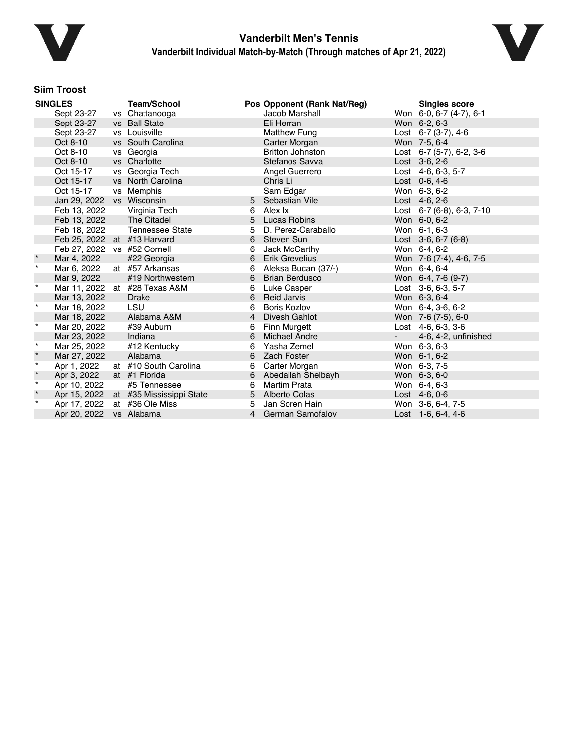# Vanderbilt Men's Tennis

## Vanderbilt Individual Match-by-Match (Through matches of Apr 21, 2022)

### Siim Troost

| SINGLES | | | Team/School | Pos | Opponent (Rank Nat/Reg) | | Singles score |
|---|---|---|---|---|---|---|---|
| | Sept 23-27 | vs | Chattanooga | | Jacob Marshall | Won | 6-0, 6-7 (4-7), 6-1 |
| | Sept 23-27 | vs | Ball State | | Eli Herran | Won | 6-2, 6-3 |
| | Sept 23-27 | vs | Louisville | | Matthew Fung | Lost | 6-7 (3-7), 4-6 |
| | Oct 8-10 | vs | South Carolina | | Carter Morgan | Won | 7-5, 6-4 |
| | Oct 8-10 | vs | Georgia | | Britton Johnston | Lost | 6-7 (5-7), 6-2, 3-6 |
| | Oct 8-10 | vs | Charlotte | | Stefanos Savva | Lost | 3-6, 2-6 |
| | Oct 15-17 | vs | Georgia Tech | | Angel Guerrero | Lost | 4-6, 6-3, 5-7 |
| | Oct 15-17 | vs | North Carolina | | Chris Li | Lost | 0-6, 4-6 |
| | Oct 15-17 | vs | Memphis | | Sam Edgar | Won | 6-3, 6-2 |
| | Jan 29, 2022 | vs | Wisconsin | 5 | Sebastian Vile | Lost | 4-6, 2-6 |
| | Feb 13, 2022 | | Virginia Tech | 6 | Alex Ix | Lost | 6-7 (6-8), 6-3, 7-10 |
| | Feb 13, 2022 | | The Citadel | 5 | Lucas Robins | Won | 6-0, 6-2 |
| | Feb 18, 2022 | | Tennessee State | 5 | D. Perez-Caraballo | Won | 6-1, 6-3 |
| | Feb 25, 2022 | at | #13 Harvard | 6 | Steven Sun | Lost | 3-6, 6-7 (6-8) |
| | Feb 27, 2022 | vs | #52 Cornell | 6 | Jack McCarthy | Won | 6-4, 6-2 |
| * | Mar 4, 2022 | | #22 Georgia | 6 | Erik Grevelius | Won | 7-6 (7-4), 4-6, 7-5 |
| * | Mar 6, 2022 | at | #57 Arkansas | 6 | Aleksa Bucan (37/-) | Won | 6-4, 6-4 |
| | Mar 9, 2022 | | #19 Northwestern | 6 | Brian Berdusco | Won | 6-4, 7-6 (9-7) |
| * | Mar 11, 2022 | at | #28 Texas A&M | 6 | Luke Casper | Lost | 3-6, 6-3, 5-7 |
| | Mar 13, 2022 | | Drake | 6 | Reid Jarvis | Won | 6-3, 6-4 |
| * | Mar 18, 2022 | | LSU | 6 | Boris Kozlov | Won | 6-4, 3-6, 6-2 |
| | Mar 18, 2022 | | Alabama A&M | 4 | Divesh Gahlot | Won | 7-6 (7-5), 6-0 |
| * | Mar 20, 2022 | | #39 Auburn | 6 | Finn Murgett | Lost | 4-6, 6-3, 3-6 |
| | Mar 23, 2022 | | Indiana | 6 | Michael Andre | - | 4-6, 4-2, unfinished |
| * | Mar 25, 2022 | | #12 Kentucky | 6 | Yasha Zemel | Won | 6-3, 6-3 |
| * | Mar 27, 2022 | | Alabama | 6 | Zach Foster | Won | 6-1, 6-2 |
| * | Apr 1, 2022 | at | #10 South Carolina | 6 | Carter Morgan | Won | 6-3, 7-5 |
| * | Apr 3, 2022 | at | #1 Florida | 6 | Abedallah Shelbayh | Won | 6-3, 6-0 |
| * | Apr 10, 2022 | | #5 Tennessee | 6 | Martim Prata | Won | 6-4, 6-3 |
| * | Apr 15, 2022 | at | #35 Mississippi State | 5 | Alberto Colas | Lost | 4-6, 0-6 |
| * | Apr 17, 2022 | at | #36 Ole Miss | 5 | Jan Soren Hain | Won | 3-6, 6-4, 7-5 |
| | Apr 20, 2022 | vs | Alabama | 4 | German Samofalov | Lost | 1-6, 6-4, 4-6 |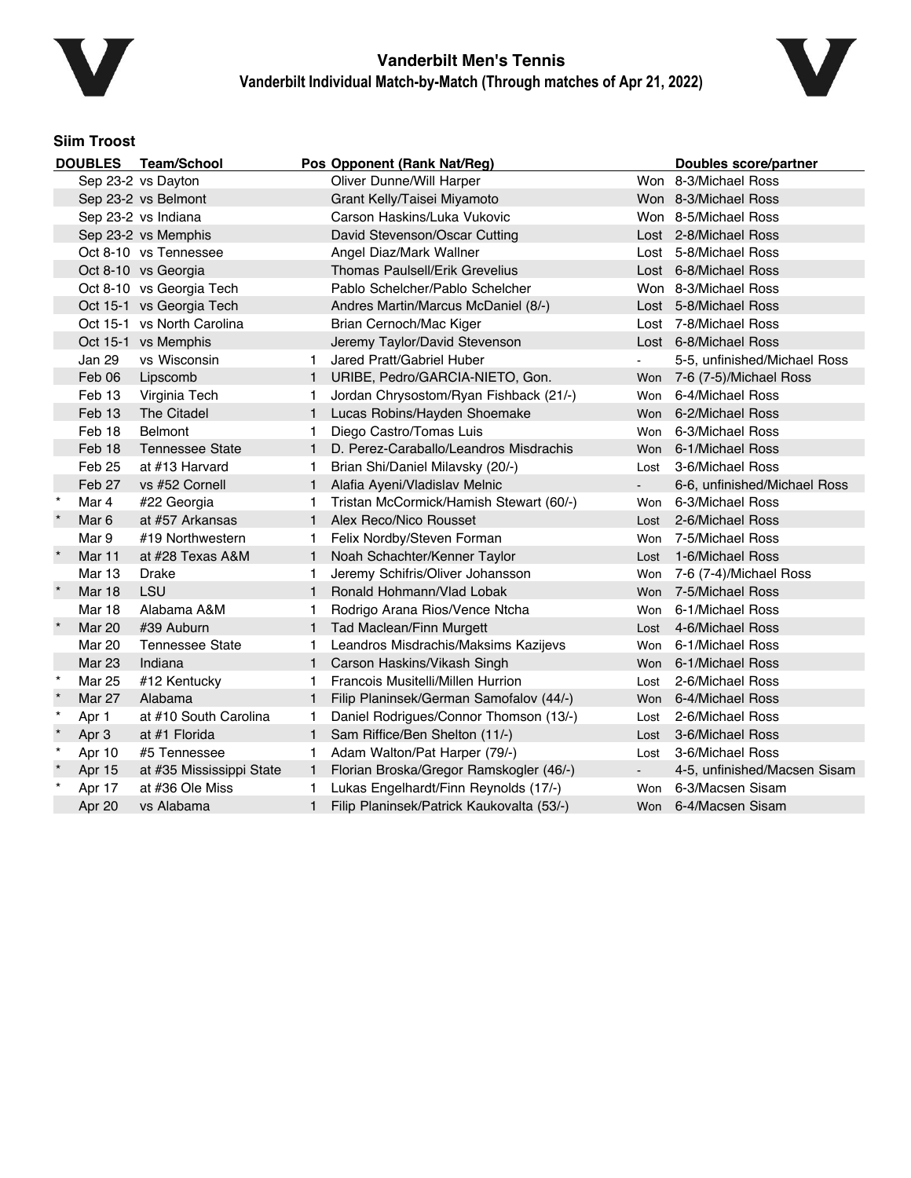## Vanderbilt Men's Tennis

### Vanderbilt Individual Match-by-Match (Through matches of Apr 21, 2022)

**Siim Troost**

| | DOUBLES | Team/School | Pos | Opponent (Rank Nat/Reg) | | Doubles score/partner |
|---|---|---|---|---|---|---|
| | Sep 23-2 | vs Dayton | | Oliver Dunne/Will Harper | Won | 8-3/Michael Ross |
| | Sep 23-2 | vs Belmont | | Grant Kelly/Taisei Miyamoto | Won | 8-3/Michael Ross |
| | Sep 23-2 | vs Indiana | | Carson Haskins/Luka Vukovic | Won | 8-5/Michael Ross |
| | Sep 23-2 | vs Memphis | | David Stevenson/Oscar Cutting | Lost | 2-8/Michael Ross |
| | Oct 8-10 | vs Tennessee | | Angel Diaz/Mark Wallner | Lost | 5-8/Michael Ross |
| | Oct 8-10 | vs Georgia | | Thomas Paulsell/Erik Grevelius | Lost | 6-8/Michael Ross |
| | Oct 8-10 | vs Georgia Tech | | Pablo Schelcher/Pablo Schelcher | Won | 8-3/Michael Ross |
| | Oct 15-1 | vs Georgia Tech | | Andres Martin/Marcus McDaniel (8/-) | Lost | 5-8/Michael Ross |
| | Oct 15-1 | vs North Carolina | | Brian Cernoch/Mac Kiger | Lost | 7-8/Michael Ross |
| | Oct 15-1 | vs Memphis | | Jeremy Taylor/David Stevenson | Lost | 6-8/Michael Ross |
| | Jan 29 | vs Wisconsin | 1 | Jared Pratt/Gabriel Huber | - | 5-5, unfinished/Michael Ross |
| | Feb 06 | Lipscomb | 1 | URIBE, Pedro/GARCIA-NIETO, Gon. | Won | 7-6 (7-5)/Michael Ross |
| | Feb 13 | Virginia Tech | 1 | Jordan Chrysostom/Ryan Fishback (21/-) | Won | 6-4/Michael Ross |
| | Feb 13 | The Citadel | 1 | Lucas Robins/Hayden Shoemake | Won | 6-2/Michael Ross |
| | Feb 18 | Belmont | 1 | Diego Castro/Tomas Luis | Won | 6-3/Michael Ross |
| | Feb 18 | Tennessee State | 1 | D. Perez-Caraballo/Leandros Misdrachis | Won | 6-1/Michael Ross |
| | Feb 25 | at #13 Harvard | 1 | Brian Shi/Daniel Milavsky (20/-) | Lost | 3-6/Michael Ross |
| | Feb 27 | vs #52 Cornell | 1 | Alafia Ayeni/Vladislav Melnic | - | 6-6, unfinished/Michael Ross |
| * | Mar 4 | #22 Georgia | 1 | Tristan McCormick/Hamish Stewart (60/-) | Won | 6-3/Michael Ross |
| * | Mar 6 | at #57 Arkansas | 1 | Alex Reco/Nico Rousset | Lost | 2-6/Michael Ross |
| | Mar 9 | #19 Northwestern | 1 | Felix Nordby/Steven Forman | Won | 7-5/Michael Ross |
| * | Mar 11 | at #28 Texas A&M | 1 | Noah Schachter/Kenner Taylor | Lost | 1-6/Michael Ross |
| | Mar 13 | Drake | 1 | Jeremy Schifris/Oliver Johansson | Won | 7-6 (7-4)/Michael Ross |
| * | Mar 18 | LSU | 1 | Ronald Hohmann/Vlad Lobak | Won | 7-5/Michael Ross |
| | Mar 18 | Alabama A&M | 1 | Rodrigo Arana Rios/Vence Ntcha | Won | 6-1/Michael Ross |
| * | Mar 20 | #39 Auburn | 1 | Tad Maclean/Finn Murgett | Lost | 4-6/Michael Ross |
| | Mar 20 | Tennessee State | 1 | Leandros Misdrachis/Maksims Kazijevs | Won | 6-1/Michael Ross |
| | Mar 23 | Indiana | 1 | Carson Haskins/Vikash Singh | Won | 6-1/Michael Ross |
| * | Mar 25 | #12 Kentucky | 1 | Francois Musitelli/Millen Hurrion | Lost | 2-6/Michael Ross |
| * | Mar 27 | Alabama | 1 | Filip Planinsek/German Samofalov (44/-) | Won | 6-4/Michael Ross |
| * | Apr 1 | at #10 South Carolina | 1 | Daniel Rodrigues/Connor Thomson (13/-) | Lost | 2-6/Michael Ross |
| * | Apr 3 | at #1 Florida | 1 | Sam Riffice/Ben Shelton (11/-) | Lost | 3-6/Michael Ross |
| * | Apr 10 | #5 Tennessee | 1 | Adam Walton/Pat Harper (79/-) | Lost | 3-6/Michael Ross |
| * | Apr 15 | at #35 Mississippi State | 1 | Florian Broska/Gregor Ramskogler (46/-) | - | 4-5, unfinished/Macsen Sisam |
| * | Apr 17 | at #36 Ole Miss | 1 | Lukas Engelhardt/Finn Reynolds (17/-) | Won | 6-3/Macsen Sisam |
| | Apr 20 | vs Alabama | 1 | Filip Planinsek/Patrick Kaukovalta (53/-) | Won | 6-4/Macsen Sisam |